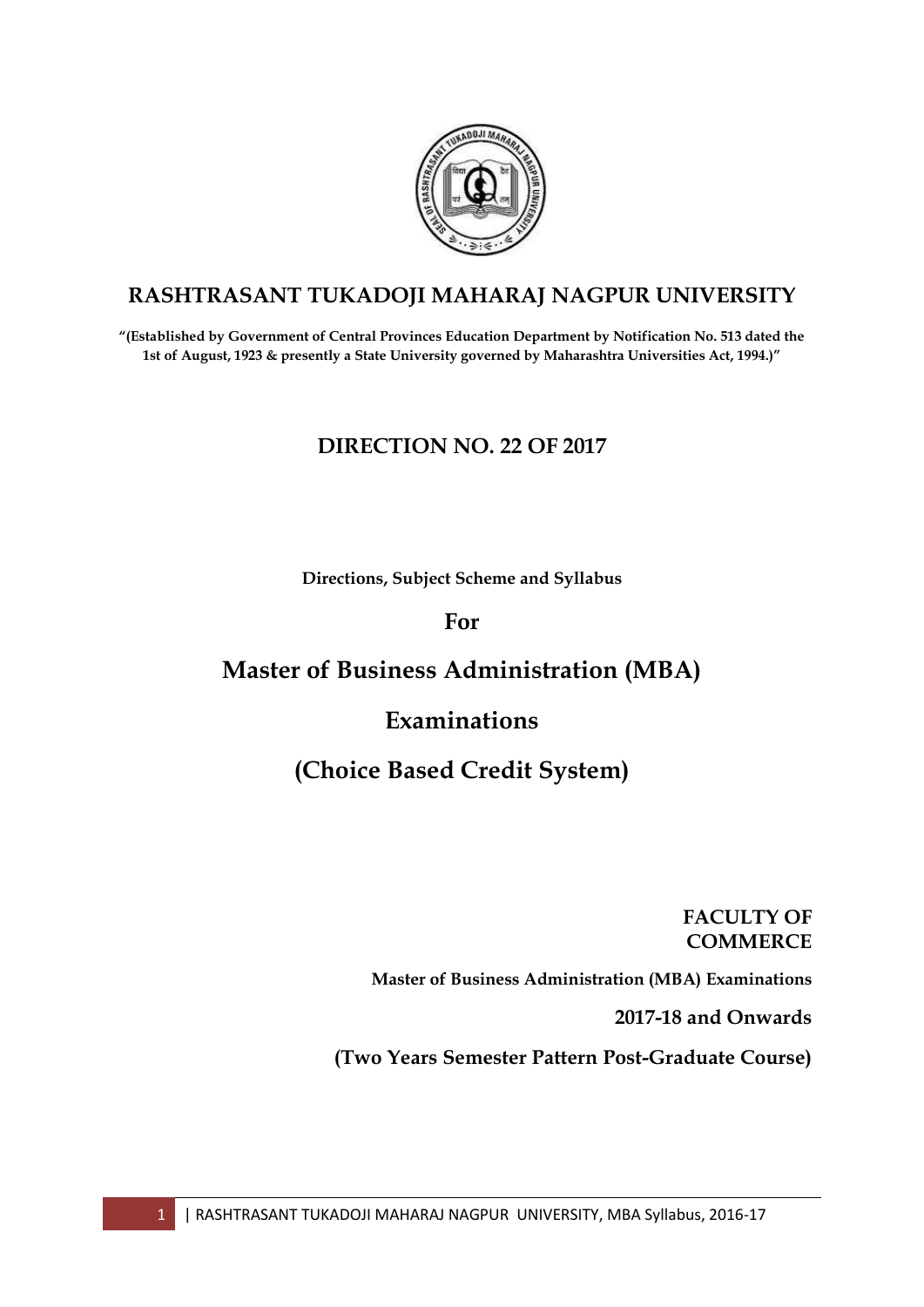# RASHTRASANT TUKADOJI MAHARAJ NAGPUR UNIVERSITY

**"(Established by Government of Central Provinces Education Department by Notification No. 513 dated the 1st of August, 1923 & presently a State University governed by Maharashtra Universities Act, 1994.)"**

## DIRECTION NO. 22 OF 2017

**Directions, Subject Scheme and Syllabus**

**For**

# Master of Business Administration (MBA)

# Examinations

# (Choice Based Credit System)

**FACULTY OF COMMERCE**

**Master of Business Administration (MBA) Examinations**

**2017-18 and Onwards**

**(Two Years Semester Pattern Post-Graduate Course)**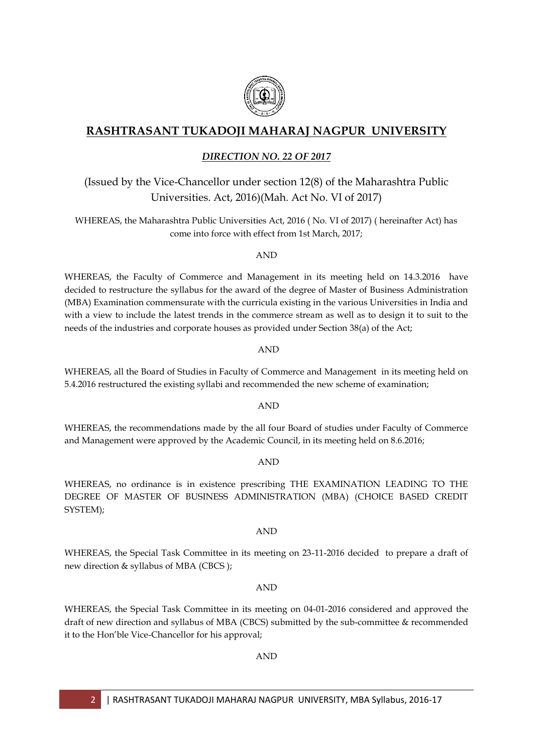# RASHTRASANT TUKADOJI MAHARAJ NAGPUR UNIVERSITY

## *DIRECTION NO. 22 OF 2017*

(Issued by the Vice-Chancellor under section 12(8) of the Maharashtra Public Universities. Act, 2016)(Mah. Act No. VI of 2017)

WHEREAS, the Maharashtra Public Universities Act, 2016 ( No. VI of 2017) ( hereinafter Act) has come into force with effect from 1st March, 2017;

AND

WHEREAS, the Faculty of Commerce and Management in its meeting held on 14.3.2016 have decided to restructure the syllabus for the award of the degree of Master of Business Administration (MBA) Examination commensurate with the curricula existing in the various Universities in India and with a view to include the latest trends in the commerce stream as well as to design it to suit to the needs of the industries and corporate houses as provided under Section 38(a) of the Act;

AND

WHEREAS, all the Board of Studies in Faculty of Commerce and Management in its meeting held on 5.4.2016 restructured the existing syllabi and recommended the new scheme of examination;

AND

WHEREAS, the recommendations made by the all four Board of studies under Faculty of Commerce and Management were approved by the Academic Council, in its meeting held on 8.6.2016;

AND

WHEREAS, no ordinance is in existence prescribing THE EXAMINATION LEADING TO THE DEGREE OF MASTER OF BUSINESS ADMINISTRATION (MBA) (CHOICE BASED CREDIT SYSTEM);

AND

WHEREAS, the Special Task Committee in its meeting on 23-11-2016 decided to prepare a draft of new direction & syllabus of MBA (CBCS );

AND

WHEREAS, the Special Task Committee in its meeting on 04-01-2016 considered and approved the draft of new direction and syllabus of MBA (CBCS) submitted by the sub-committee & recommended it to the Hon'ble Vice-Chancellor for his approval;

AND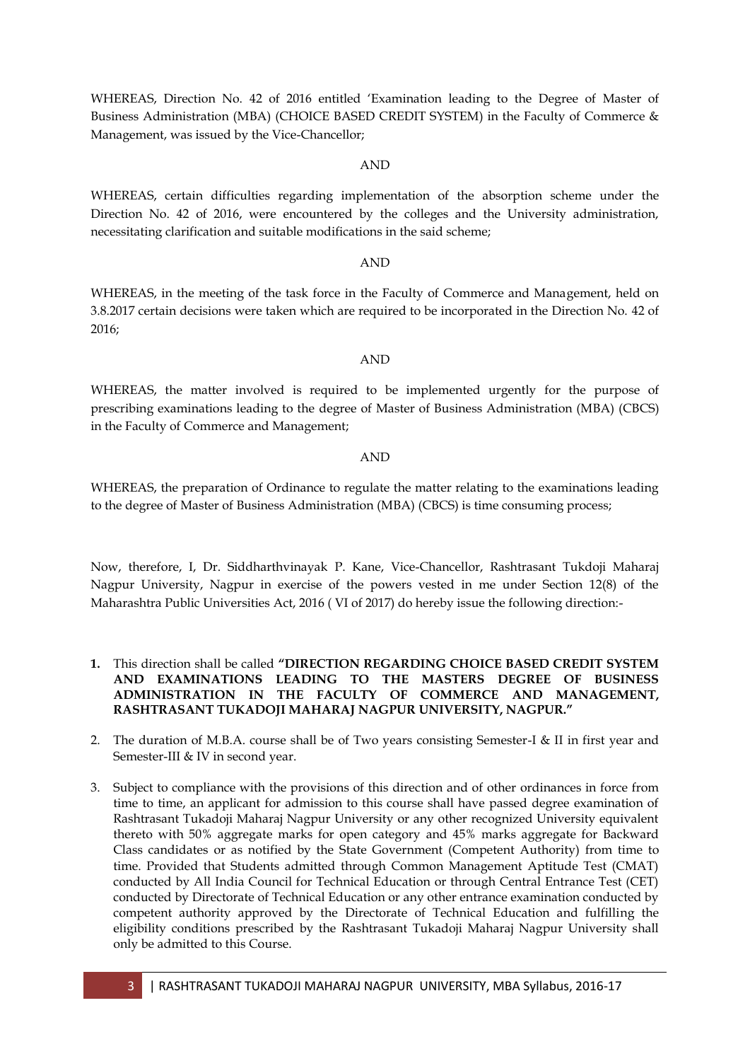WHEREAS, Direction No. 42 of 2016 entitled 'Examination leading to the Degree of Master of Business Administration (MBA) (CHOICE BASED CREDIT SYSTEM) in the Faculty of Commerce & Management, was issued by the Vice-Chancellor;

AND

WHEREAS, certain difficulties regarding implementation of the absorption scheme under the Direction No. 42 of 2016, were encountered by the colleges and the University administration, necessitating clarification and suitable modifications in the said scheme;

AND

WHEREAS, in the meeting of the task force in the Faculty of Commerce and Management, held on 3.8.2017 certain decisions were taken which are required to be incorporated in the Direction No. 42 of 2016;

AND

WHEREAS, the matter involved is required to be implemented urgently for the purpose of prescribing examinations leading to the degree of Master of Business Administration (MBA) (CBCS) in the Faculty of Commerce and Management;

AND

WHEREAS, the preparation of Ordinance to regulate the matter relating to the examinations leading to the degree of Master of Business Administration (MBA) (CBCS) is time consuming process;

Now, therefore, I, Dr. Siddharthvinayak P. Kane, Vice-Chancellor, Rashtrasant Tukdoji Maharaj Nagpur University, Nagpur in exercise of the powers vested in me under Section 12(8) of the Maharashtra Public Universities Act, 2016 ( VI of 2017) do hereby issue the following direction:-

1. This direction shall be called **"DIRECTION REGARDING CHOICE BASED CREDIT SYSTEM AND EXAMINATIONS LEADING TO THE MASTERS DEGREE OF BUSINESS ADMINISTRATION IN THE FACULTY OF COMMERCE AND MANAGEMENT, RASHTRASANT TUKADOJI MAHARAJ NAGPUR UNIVERSITY, NAGPUR."**

2. The duration of M.B.A. course shall be of Two years consisting Semester-I & II in first year and Semester-III & IV in second year.

3. Subject to compliance with the provisions of this direction and of other ordinances in force from time to time, an applicant for admission to this course shall have passed degree examination of Rashtrasant Tukadoji Maharaj Nagpur University or any other recognized University equivalent thereto with 50% aggregate marks for open category and 45% marks aggregate for Backward Class candidates or as notified by the State Government (Competent Authority) from time to time. Provided that Students admitted through Common Management Aptitude Test (CMAT) conducted by All India Council for Technical Education or through Central Entrance Test (CET) conducted by Directorate of Technical Education or any other entrance examination conducted by competent authority approved by the Directorate of Technical Education and fulfilling the eligibility conditions prescribed by the Rashtrasant Tukadoji Maharaj Nagpur University shall only be admitted to this Course.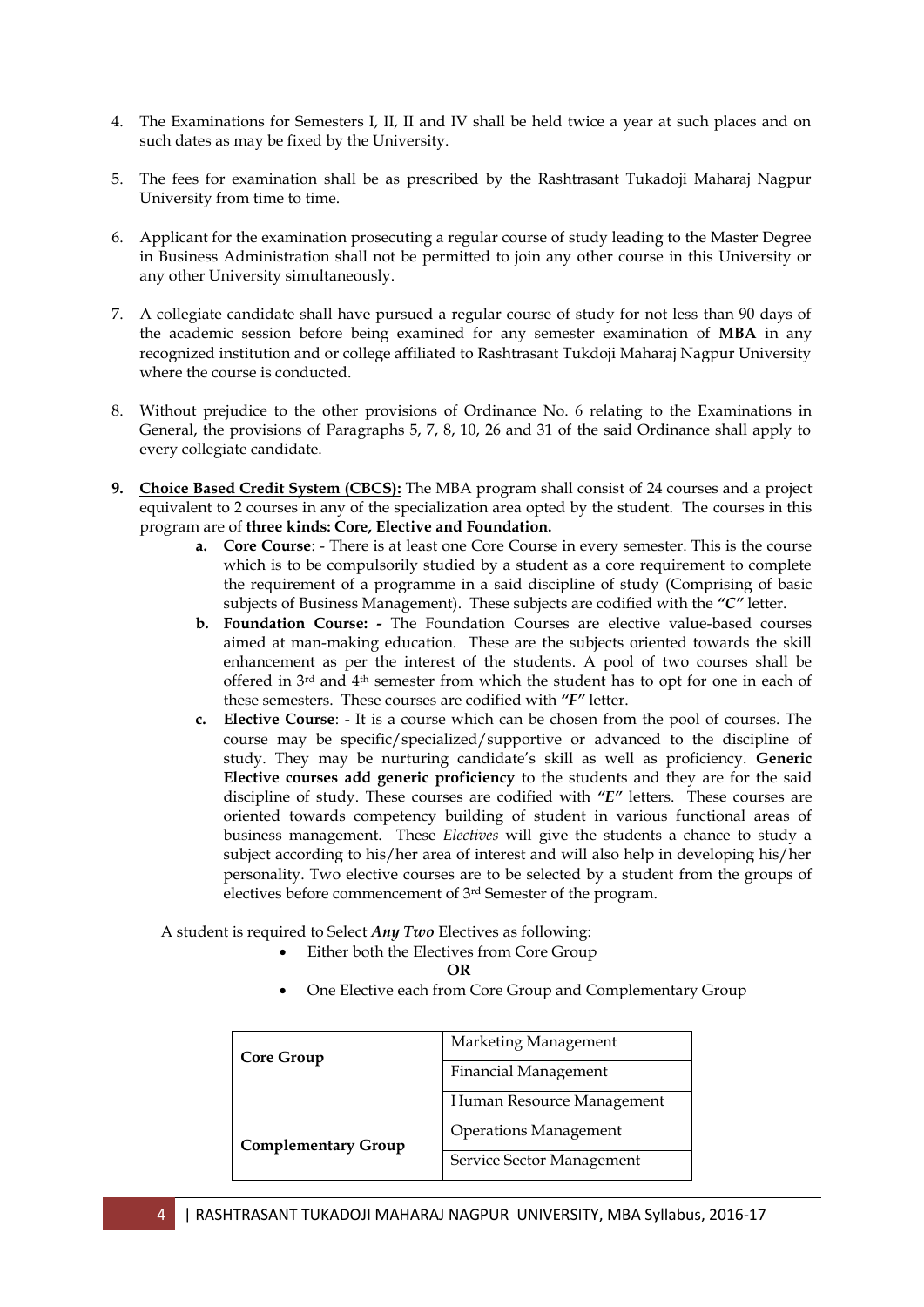4. The Examinations for Semesters I, II, II and IV shall be held twice a year at such places and on such dates as may be fixed by the University.

5. The fees for examination shall be as prescribed by the Rashtrasant Tukadoji Maharaj Nagpur University from time to time.

6. Applicant for the examination prosecuting a regular course of study leading to the Master Degree in Business Administration shall not be permitted to join any other course in this University or any other University simultaneously.

7. A collegiate candidate shall have pursued a regular course of study for not less than 90 days of the academic session before being examined for any semester examination of **MBA** in any recognized institution and or college affiliated to Rashtrasant Tukdoji Maharaj Nagpur University where the course is conducted.

8. Without prejudice to the other provisions of Ordinance No. 6 relating to the Examinations in General, the provisions of Paragraphs 5, 7, 8, 10, 26 and 31 of the said Ordinance shall apply to every collegiate candidate.

9. **Choice Based Credit System (CBCS):** The MBA program shall consist of 24 courses and a project equivalent to 2 courses in any of the specialization area opted by the student. The courses in this program are of **three kinds: Core, Elective and Foundation.**
   a. **Core Course**: - There is at least one Core Course in every semester. This is the course which is to be compulsorily studied by a student as a core requirement to complete the requirement of a programme in a said discipline of study (Comprising of basic subjects of Business Management). These subjects are codified with the **"C"** letter.
   b. **Foundation Course: -** The Foundation Courses are elective value-based courses aimed at man-making education. These are the subjects oriented towards the skill enhancement as per the interest of the students. A pool of two courses shall be offered in 3rd and 4th semester from which the student has to opt for one in each of these semesters. These courses are codified with **"F"** letter.
   c. **Elective Course**: - It is a course which can be chosen from the pool of courses. The course may be specific/specialized/supportive or advanced to the discipline of study. They may be nurturing candidate's skill as well as proficiency. **Generic Elective courses add generic proficiency** to the students and they are for the said discipline of study. These courses are codified with **"E"** letters. These courses are oriented towards competency building of student in various functional areas of business management. These *Electives* will give the students a chance to study a subject according to his/her area of interest and will also help in developing his/her personality. Two elective courses are to be selected by a student from the groups of electives before commencement of 3rd Semester of the program.

A student is required to Select ***Any Two*** Electives as following:

- Either both the Electives from Core Group

  **OR**

- One Elective each from Core Group and Complementary Group

| | |
|---|---|
| **Core Group** | Marketing Management |
| | Financial Management |
| | Human Resource Management |
| **Complementary Group** | Operations Management |
| | Service Sector Management |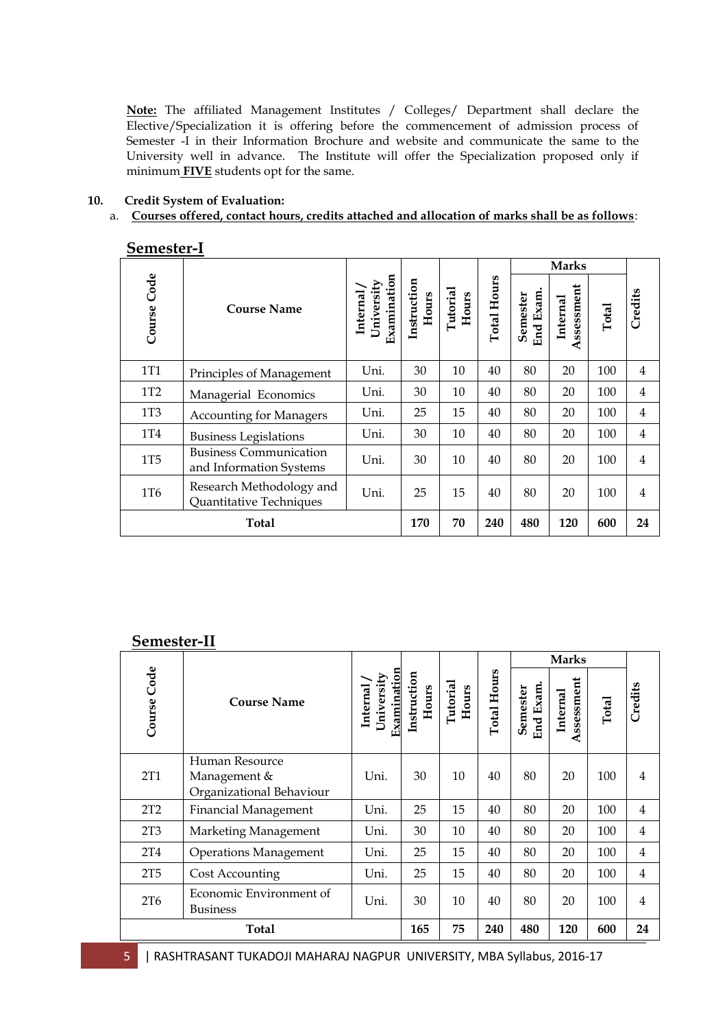**Note:** The affiliated Management Institutes / Colleges/ Department shall declare the Elective/Specialization it is offering before the commencement of admission process of Semester -I in their Information Brochure and website and communicate the same to the University well in advance. The Institute will offer the Specialization proposed only if minimum **FIVE** students opt for the same.

**10. Credit System of Evaluation:**

a. **Courses offered, contact hours, credits attached and allocation of marks shall be as follows**:

## Semester-I

| Course Code | Course Name | Internal / University Examination | Instruction Hours | Tutorial Hours | Total Hours | Marks | | | Credits |
|---|---|---|---|---|---|---|---|---|---|
| | | | | | | Semester End Exam. | Internal Assessment | Total | |
| 1T1 | Principles of Management | Uni. | 30 | 10 | 40 | 80 | 20 | 100 | 4 |
| 1T2 | Managerial Economics | Uni. | 30 | 10 | 40 | 80 | 20 | 100 | 4 |
| 1T3 | Accounting for Managers | Uni. | 25 | 15 | 40 | 80 | 20 | 100 | 4 |
| 1T4 | Business Legislations | Uni. | 30 | 10 | 40 | 80 | 20 | 100 | 4 |
| 1T5 | Business Communication and Information Systems | Uni. | 30 | 10 | 40 | 80 | 20 | 100 | 4 |
| 1T6 | Research Methodology and Quantitative Techniques | Uni. | 25 | 15 | 40 | 80 | 20 | 100 | 4 |
| **Total** | | | **170** | **70** | **240** | **480** | **120** | **600** | **24** |

## Semester-II

| Course Code | Course Name | Internal / University Examination | Instruction Hours | Tutorial Hours | Total Hours | Marks | | | Credits |
|---|---|---|---|---|---|---|---|---|---|
| | | | | | | Semester End Exam. | Internal Assessment | Total | |
| 2T1 | Human Resource Management & Organizational Behaviour | Uni. | 30 | 10 | 40 | 80 | 20 | 100 | 4 |
| 2T2 | Financial Management | Uni. | 25 | 15 | 40 | 80 | 20 | 100 | 4 |
| 2T3 | Marketing Management | Uni. | 30 | 10 | 40 | 80 | 20 | 100 | 4 |
| 2T4 | Operations Management | Uni. | 25 | 15 | 40 | 80 | 20 | 100 | 4 |
| 2T5 | Cost Accounting | Uni. | 25 | 15 | 40 | 80 | 20 | 100 | 4 |
| 2T6 | Economic Environment of Business | Uni. | 30 | 10 | 40 | 80 | 20 | 100 | 4 |
| **Total** | | | **165** | **75** | **240** | **480** | **120** | **600** | **24** |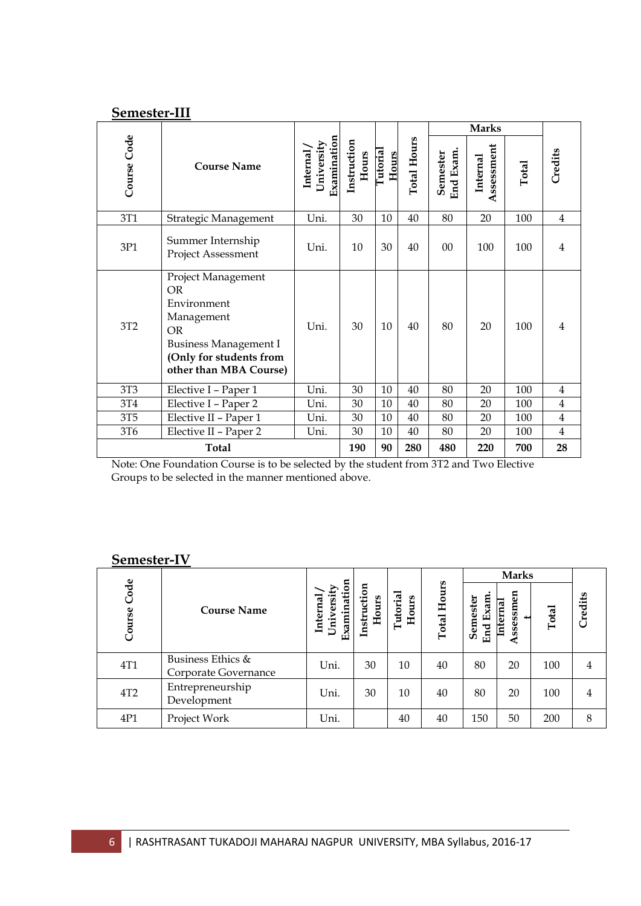## Semester-III

| Course Code | Course Name | Internal/ University Examination | Instruction Hours | Tutorial Hours | Total Hours | Marks | | | Credits |
|---|---|---|---|---|---|---|---|---|---|
| | | | | | | Semester End Exam. | Internal Assessment | Total | |
| 3T1 | Strategic Management | Uni. | 30 | 10 | 40 | 80 | 20 | 100 | 4 |
| 3P1 | Summer Internship Project Assessment | Uni. | 10 | 30 | 40 | 00 | 100 | 100 | 4 |
| 3T2 | Project Management OR Environment Management OR Business Management I **(Only for students from other than MBA Course)** | Uni. | 30 | 10 | 40 | 80 | 20 | 100 | 4 |
| 3T3 | Elective I – Paper 1 | Uni. | 30 | 10 | 40 | 80 | 20 | 100 | 4 |
| 3T4 | Elective I – Paper 2 | Uni. | 30 | 10 | 40 | 80 | 20 | 100 | 4 |
| 3T5 | Elective II – Paper 1 | Uni. | 30 | 10 | 40 | 80 | 20 | 100 | 4 |
| 3T6 | Elective II – Paper 2 | Uni. | 30 | 10 | 40 | 80 | 20 | 100 | 4 |
| **Total** | | | **190** | **90** | **280** | **480** | **220** | **700** | **28** |

Note: One Foundation Course is to be selected by the student from 3T2 and Two Elective Groups to be selected in the manner mentioned above.

## Semester-IV

| Course Code | Course Name | Internal/ University Examination | Instruction Hours | Tutorial Hours | Total Hours | Marks | | | Credits |
|---|---|---|---|---|---|---|---|---|---|
| | | | | | | Semester End Exam. | Internal Assessment | Total | |
| 4T1 | Business Ethics & Corporate Governance | Uni. | 30 | 10 | 40 | 80 | 20 | 100 | 4 |
| 4T2 | Entrepreneurship Development | Uni. | 30 | 10 | 40 | 80 | 20 | 100 | 4 |
| 4P1 | Project Work | Uni. | | 40 | 40 | 150 | 50 | 200 | 8 |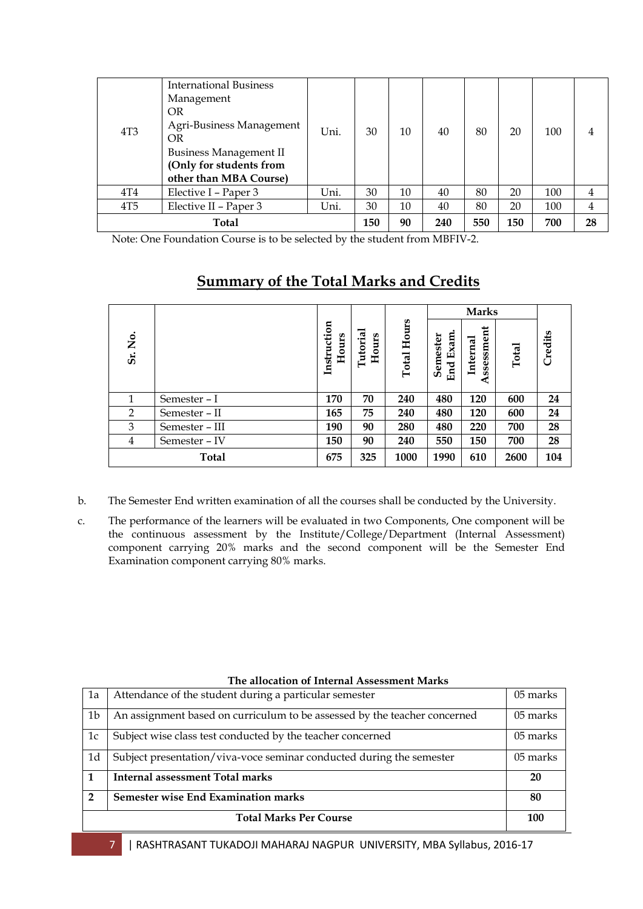| 4T3 | International Business Management<br>OR<br>Agri-Business Management<br>OR<br>Business Management II<br>**(Only for students from other than MBA Course)** | Uni. | 30 | 10 | 40 | 80 | 20 | 100 | 4 |
|---|---|---|---|---|---|---|---|---|---|
| 4T4 | Elective I – Paper 3 | Uni. | 30 | 10 | 40 | 80 | 20 | 100 | 4 |
| 4T5 | Elective II – Paper 3 | Uni. | 30 | 10 | 40 | 80 | 20 | 100 | 4 |
| **Total** | | | **150** | **90** | **240** | **550** | **150** | **700** | **28** |

Note: One Foundation Course is to be selected by the student from MBFIV-2.

## Summary of the Total Marks and Credits

| Sr. No. | | Instruction Hours | Tutorial Hours | Total Hours | Marks | | | Credits |
|---|---|---|---|---|---|---|---|---|
| | | | | | Semester End Exam. | Internal Assessment | Total | |
| 1 | Semester – I | **170** | **70** | **240** | **480** | **120** | **600** | **24** |
| 2 | Semester – II | **165** | **75** | **240** | **480** | **120** | **600** | **24** |
| 3 | Semester – III | **190** | **90** | **280** | **480** | **220** | **700** | **28** |
| 4 | Semester – IV | **150** | **90** | **240** | **550** | **150** | **700** | **28** |
| **Total** | | **675** | **325** | **1000** | **1990** | **610** | **2600** | **104** |

b. The Semester End written examination of all the courses shall be conducted by the University.

c. The performance of the learners will be evaluated in two Components, One component will be the continuous assessment by the Institute/College/Department (Internal Assessment) component carrying 20% marks and the second component will be the Semester End Examination component carrying 80% marks.

**The allocation of Internal Assessment Marks**

| 1a | Attendance of the student during a particular semester | 05 marks |
|---|---|---|
| 1b | An assignment based on curriculum to be assessed by the teacher concerned | 05 marks |
| 1c | Subject wise class test conducted by the teacher concerned | 05 marks |
| 1d | Subject presentation/viva-voce seminar conducted during the semester | 05 marks |
| **1** | **Internal assessment Total marks** | **20** |
| **2** | **Semester wise End Examination marks** | **80** |
| **Total Marks Per Course** | | **100** |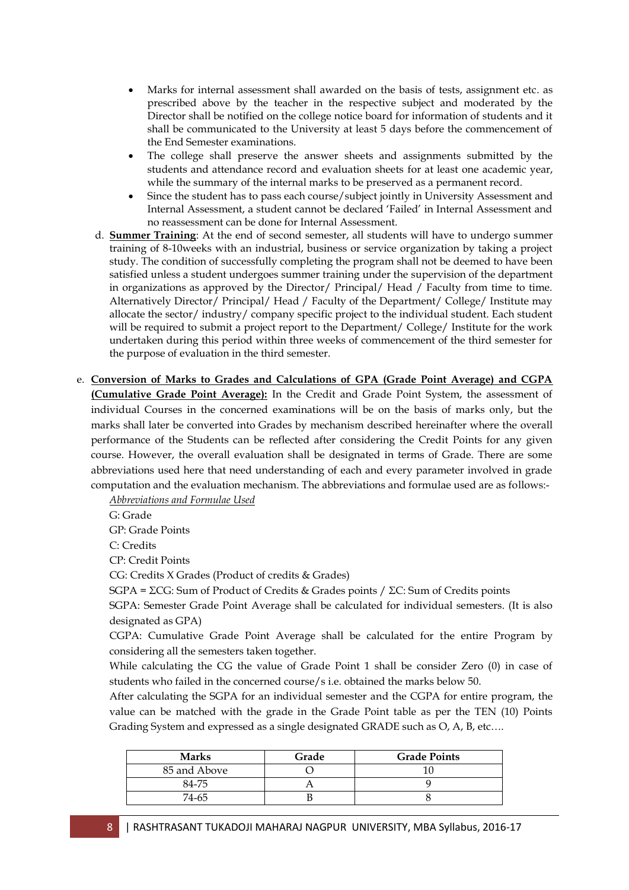- Marks for internal assessment shall awarded on the basis of tests, assignment etc. as prescribed above by the teacher in the respective subject and moderated by the Director shall be notified on the college notice board for information of students and it shall be communicated to the University at least 5 days before the commencement of the End Semester examinations.
- The college shall preserve the answer sheets and assignments submitted by the students and attendance record and evaluation sheets for at least one academic year, while the summary of the internal marks to be preserved as a permanent record.
- Since the student has to pass each course/subject jointly in University Assessment and Internal Assessment, a student cannot be declared 'Failed' in Internal Assessment and no reassessment can be done for Internal Assessment.

d. **<u>Summer Training</u>**: At the end of second semester, all students will have to undergo summer training of 8-10weeks with an industrial, business or service organization by taking a project study. The condition of successfully completing the program shall not be deemed to have been satisfied unless a student undergoes summer training under the supervision of the department in organizations as approved by the Director/ Principal/ Head / Faculty from time to time. Alternatively Director/ Principal/ Head / Faculty of the Department/ College/ Institute may allocate the sector/ industry/ company specific project to the individual student. Each student will be required to submit a project report to the Department/ College/ Institute for the work undertaken during this period within three weeks of commencement of the third semester for the purpose of evaluation in the third semester.

e. **<u>Conversion of Marks to Grades and Calculations of GPA (Grade Point Average) and CGPA (Cumulative Grade Point Average):</u>** In the Credit and Grade Point System, the assessment of individual Courses in the concerned examinations will be on the basis of marks only, but the marks shall later be converted into Grades by mechanism described hereinafter where the overall performance of the Students can be reflected after considering the Credit Points for any given course. However, the overall evaluation shall be designated in terms of Grade. There are some abbreviations used here that need understanding of each and every parameter involved in grade computation and the evaluation mechanism. The abbreviations and formulae used are as follows:-

<u>*Abbreviations and Formulae Used*</u>

G: Grade

GP: Grade Points

C: Credits

CP: Credit Points

CG: Credits X Grades (Product of credits & Grades)

SGPA = ΣCG: Sum of Product of Credits & Grades points / ΣC: Sum of Credits points

SGPA: Semester Grade Point Average shall be calculated for individual semesters. (It is also designated as GPA)

CGPA: Cumulative Grade Point Average shall be calculated for the entire Program by considering all the semesters taken together.

While calculating the CG the value of Grade Point 1 shall be consider Zero (0) in case of students who failed in the concerned course/s i.e. obtained the marks below 50.

After calculating the SGPA for an individual semester and the CGPA for entire program, the value can be matched with the grade in the Grade Point table as per the TEN (10) Points Grading System and expressed as a single designated GRADE such as O, A, B, etc….

| Marks | Grade | Grade Points |
|---|---|---|
| 85 and Above | O | 10 |
| 84-75 | A | 9 |
| 74-65 | B | 8 |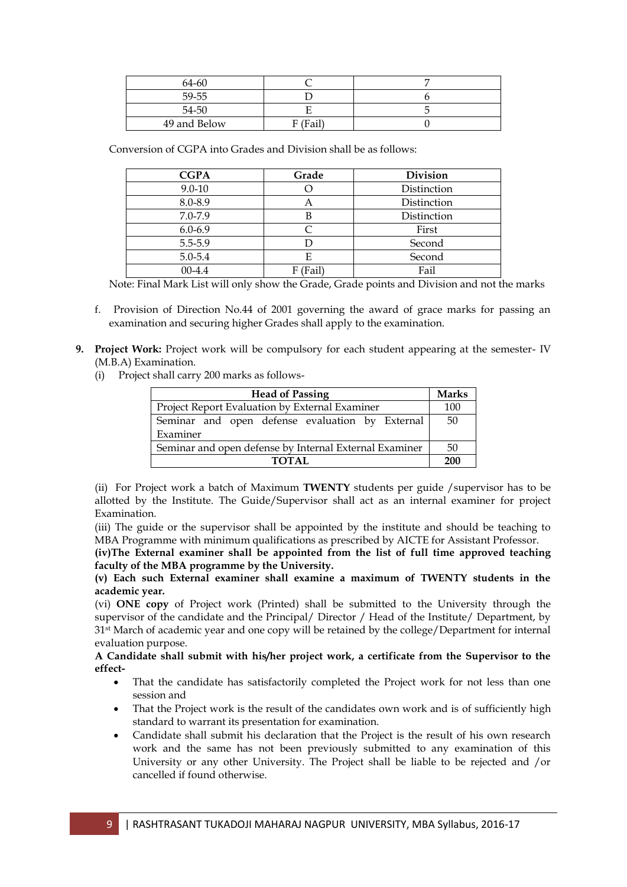| 64-60 | C | 7 |
|---|---|---|
| 59-55 | D | 6 |
| 54-50 | E | 5 |
| 49 and Below | F (Fail) | 0 |

Conversion of CGPA into Grades and Division shall be as follows:

| CGPA | Grade | Division |
|---|---|---|
| 9.0-10 | O | Distinction |
| 8.0-8.9 | A | Distinction |
| 7.0-7.9 | B | Distinction |
| 6.0-6.9 | C | First |
| 5.5-5.9 | D | Second |
| 5.0-5.4 | E | Second |
| 00-4.4 | F (Fail) | Fail |

Note: Final Mark List will only show the Grade, Grade points and Division and not the marks

f. Provision of Direction No.44 of 2001 governing the award of grace marks for passing an examination and securing higher Grades shall apply to the examination.

**9. Project Work:** Project work will be compulsory for each student appearing at the semester- IV (M.B.A) Examination.

(i) Project shall carry 200 marks as follows-

| Head of Passing | Marks |
|---|---|
| Project Report Evaluation by External Examiner | 100 |
| Seminar and open defense evaluation by External Examiner | 50 |
| Seminar and open defense by Internal External Examiner | 50 |
| **TOTAL** | **200** |

(ii) For Project work a batch of Maximum **TWENTY** students per guide /supervisor has to be allotted by the Institute. The Guide/Supervisor shall act as an internal examiner for project Examination.

(iii) The guide or the supervisor shall be appointed by the institute and should be teaching to MBA Programme with minimum qualifications as prescribed by AICTE for Assistant Professor.

**(iv)The External examiner shall be appointed from the list of full time approved teaching faculty of the MBA programme by the University.**

**(v) Each such External examiner shall examine a maximum of TWENTY students in the academic year.**

(vi) **ONE copy** of Project work (Printed) shall be submitted to the University through the supervisor of the candidate and the Principal/ Director / Head of the Institute/ Department, by 31st March of academic year and one copy will be retained by the college/Department for internal evaluation purpose.

**A Candidate shall submit with his/her project work, a certificate from the Supervisor to the effect-**

- That the candidate has satisfactorily completed the Project work for not less than one session and
- That the Project work is the result of the candidates own work and is of sufficiently high standard to warrant its presentation for examination.
- Candidate shall submit his declaration that the Project is the result of his own research work and the same has not been previously submitted to any examination of this University or any other University. The Project shall be liable to be rejected and /or cancelled if found otherwise.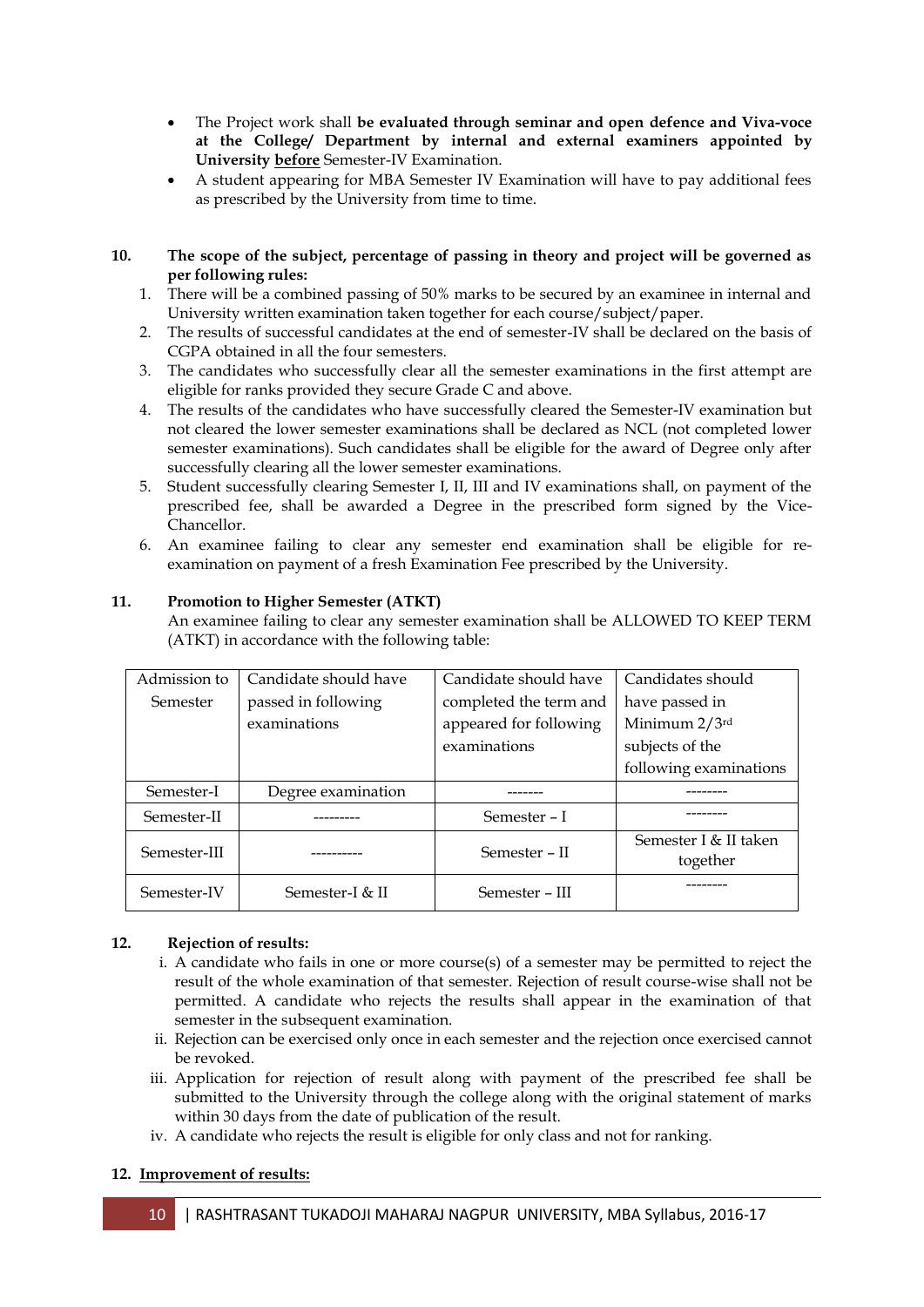- The Project work shall **be evaluated through seminar and open defence and Viva-voce at the College/ Department by internal and external examiners appointed by University <u>before</u>** Semester-IV Examination.
- A student appearing for MBA Semester IV Examination will have to pay additional fees as prescribed by the University from time to time.

**10. The scope of the subject, percentage of passing in theory and project will be governed as per following rules:**

1. There will be a combined passing of 50% marks to be secured by an examinee in internal and University written examination taken together for each course/subject/paper.
2. The results of successful candidates at the end of semester-IV shall be declared on the basis of CGPA obtained in all the four semesters.
3. The candidates who successfully clear all the semester examinations in the first attempt are eligible for ranks provided they secure Grade C and above.
4. The results of the candidates who have successfully cleared the Semester-IV examination but not cleared the lower semester examinations shall be declared as NCL (not completed lower semester examinations). Such candidates shall be eligible for the award of Degree only after successfully clearing all the lower semester examinations.
5. Student successfully clearing Semester I, II, III and IV examinations shall, on payment of the prescribed fee, shall be awarded a Degree in the prescribed form signed by the Vice-Chancellor.
6. An examinee failing to clear any semester end examination shall be eligible for re-examination on payment of a fresh Examination Fee prescribed by the University.

**11. Promotion to Higher Semester (ATKT)**

An examinee failing to clear any semester examination shall be ALLOWED TO KEEP TERM (ATKT) in accordance with the following table:

| Admission to Semester | Candidate should have passed in following examinations | Candidate should have completed the term and appeared for following examinations | Candidates should have passed in Minimum 2/3rd subjects of the following examinations |
|---|---|---|---|
| Semester-I | Degree examination | ------- | -------- |
| Semester-II | --------- | Semester – I | -------- |
| Semester-III | ---------- | Semester – II | Semester I & II taken together |
| Semester-IV | Semester-I & II | Semester – III | -------- |

**12. Rejection of results:**

i. A candidate who fails in one or more course(s) of a semester may be permitted to reject the result of the whole examination of that semester. Rejection of result course-wise shall not be permitted. A candidate who rejects the results shall appear in the examination of that semester in the subsequent examination.

ii. Rejection can be exercised only once in each semester and the rejection once exercised cannot be revoked.

iii. Application for rejection of result along with payment of the prescribed fee shall be submitted to the University through the college along with the original statement of marks within 30 days from the date of publication of the result.

iv. A candidate who rejects the result is eligible for only class and not for ranking.

**12. <u>Improvement of results:</u>**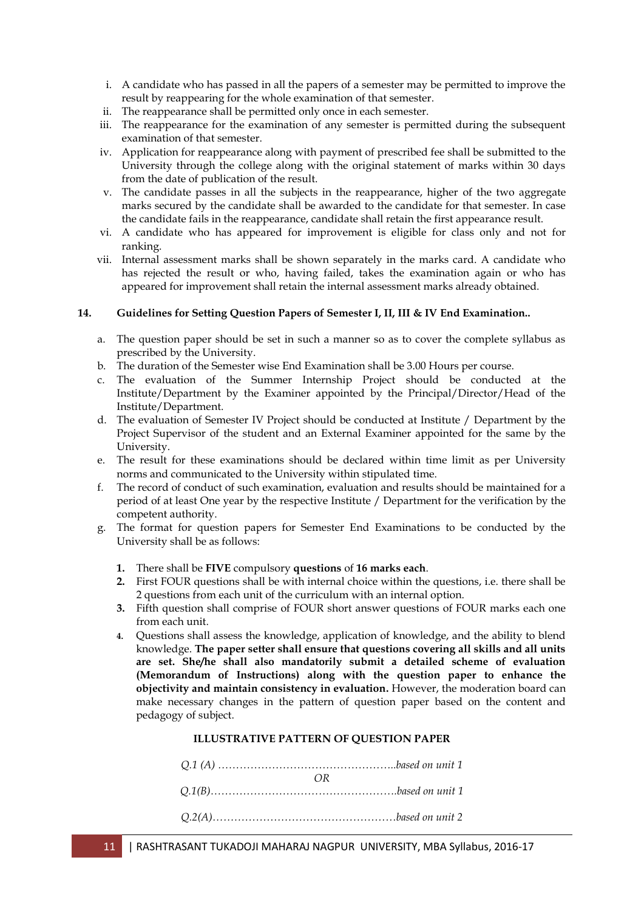i. A candidate who has passed in all the papers of a semester may be permitted to improve the result by reappearing for the whole examination of that semester.
ii. The reappearance shall be permitted only once in each semester.
iii. The reappearance for the examination of any semester is permitted during the subsequent examination of that semester.
iv. Application for reappearance along with payment of prescribed fee shall be submitted to the University through the college along with the original statement of marks within 30 days from the date of publication of the result.
v. The candidate passes in all the subjects in the reappearance, higher of the two aggregate marks secured by the candidate shall be awarded to the candidate for that semester. In case the candidate fails in the reappearance, candidate shall retain the first appearance result.
vi. A candidate who has appeared for improvement is eligible for class only and not for ranking.
vii. Internal assessment marks shall be shown separately in the marks card. A candidate who has rejected the result or who, having failed, takes the examination again or who has appeared for improvement shall retain the internal assessment marks already obtained.

**14. Guidelines for Setting Question Papers of Semester I, II, III & IV End Examination..**

a. The question paper should be set in such a manner so as to cover the complete syllabus as prescribed by the University.
b. The duration of the Semester wise End Examination shall be 3.00 Hours per course.
c. The evaluation of the Summer Internship Project should be conducted at the Institute/Department by the Examiner appointed by the Principal/Director/Head of the Institute/Department.
d. The evaluation of Semester IV Project should be conducted at Institute / Department by the Project Supervisor of the student and an External Examiner appointed for the same by the University.
e. The result for these examinations should be declared within time limit as per University norms and communicated to the University within stipulated time.
f. The record of conduct of such examination, evaluation and results should be maintained for a period of at least One year by the respective Institute / Department for the verification by the competent authority.
g. The format for question papers for Semester End Examinations to be conducted by the University shall be as follows:

   1. There shall be **FIVE** compulsory **questions** of **16 marks each**.
   2. First FOUR questions shall be with internal choice within the questions, i.e. there shall be 2 questions from each unit of the curriculum with an internal option.
   3. Fifth question shall comprise of FOUR short answer questions of FOUR marks each one from each unit.
   4. Questions shall assess the knowledge, application of knowledge, and the ability to blend knowledge. **The paper setter shall ensure that questions covering all skills and all units are set. She/he shall also mandatorily submit a detailed scheme of evaluation (Memorandum of Instructions) along with the question paper to enhance the objectivity and maintain consistency in evaluation.** However, the moderation board can make necessary changes in the pattern of question paper based on the content and pedagogy of subject.

**ILLUSTRATIVE PATTERN OF QUESTION PAPER**

*Q.1 (A) …………………………………………..based on unit 1*

*OR*

*Q.1(B)…………………………………………….based on unit 1*

*Q.2(A)……………………………………………based on unit 2*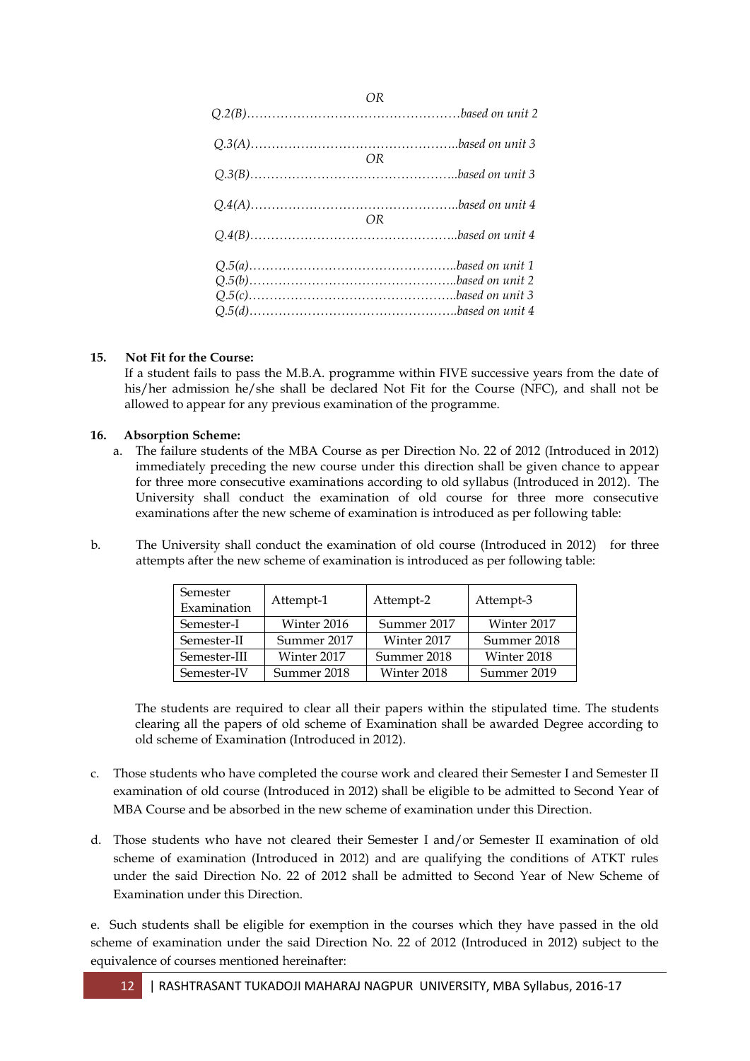*OR*

*Q.2(B)……………………………………………based on unit 2*

*Q.3(A)…………………………………………..based on unit 3*

*OR*

*Q.3(B)…………………………………………..based on unit 3*

*Q.4(A)…………………………………………..based on unit 4*

*OR*

*Q.4(B)…………………………………………..based on unit 4*

*Q.5(a)…………………………………………..based on unit 1*
*Q.5(b)…………………………………………..based on unit 2*
*Q.5(c)…………………………………………..based on unit 3*
*Q.5(d)…………………………………………..based on unit 4*

**15. Not Fit for the Course:**

If a student fails to pass the M.B.A. programme within FIVE successive years from the date of his/her admission he/she shall be declared Not Fit for the Course (NFC), and shall not be allowed to appear for any previous examination of the programme.

**16. Absorption Scheme:**

a. The failure students of the MBA Course as per Direction No. 22 of 2012 (Introduced in 2012) immediately preceding the new course under this direction shall be given chance to appear for three more consecutive examinations according to old syllabus (Introduced in 2012). The University shall conduct the examination of old course for three more consecutive examinations after the new scheme of examination is introduced as per following table:

b. The University shall conduct the examination of old course (Introduced in 2012) for three attempts after the new scheme of examination is introduced as per following table:

| Semester Examination | Attempt-1 | Attempt-2 | Attempt-3 |
|---|---|---|---|
| Semester-I | Winter 2016 | Summer 2017 | Winter 2017 |
| Semester-II | Summer 2017 | Winter 2017 | Summer 2018 |
| Semester-III | Winter 2017 | Summer 2018 | Winter 2018 |
| Semester-IV | Summer 2018 | Winter 2018 | Summer 2019 |

The students are required to clear all their papers within the stipulated time. The students clearing all the papers of old scheme of Examination shall be awarded Degree according to old scheme of Examination (Introduced in 2012).

c. Those students who have completed the course work and cleared their Semester I and Semester II examination of old course (Introduced in 2012) shall be eligible to be admitted to Second Year of MBA Course and be absorbed in the new scheme of examination under this Direction.

d. Those students who have not cleared their Semester I and/or Semester II examination of old scheme of examination (Introduced in 2012) and are qualifying the conditions of ATKT rules under the said Direction No. 22 of 2012 shall be admitted to Second Year of New Scheme of Examination under this Direction.

e. Such students shall be eligible for exemption in the courses which they have passed in the old scheme of examination under the said Direction No. 22 of 2012 (Introduced in 2012) subject to the equivalence of courses mentioned hereinafter: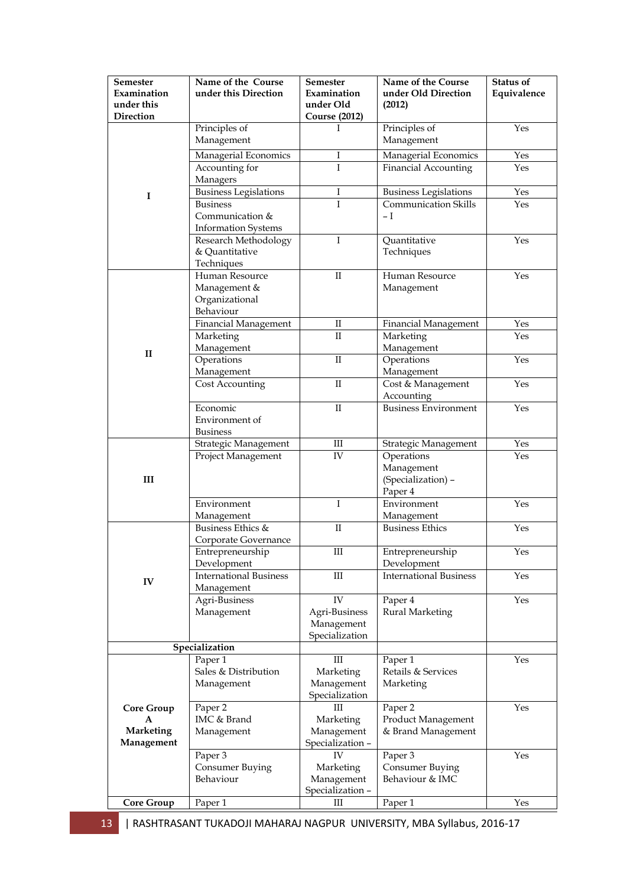| Semester Examination under this Direction | Name of the Course under this Direction | Semester Examination under Old Course (2012) | Name of the Course under Old Direction (2012) | Status of Equivalence |
|---|---|---|---|---|
| I | Principles of Management | I | Principles of Management | Yes |
| | Managerial Economics | I | Managerial Economics | Yes |
| | Accounting for Managers | I | Financial Accounting | Yes |
| | Business Legislations | I | Business Legislations | Yes |
| | Business Communication & Information Systems | I | Communication Skills – I | Yes |
| | Research Methodology & Quantitative Techniques | I | Quantitative Techniques | Yes |
| II | Human Resource Management & Organizational Behaviour | II | Human Resource Management | Yes |
| | Financial Management | II | Financial Management | Yes |
| | Marketing Management | II | Marketing Management | Yes |
| | Operations Management | II | Operations Management | Yes |
| | Cost Accounting | II | Cost & Management Accounting | Yes |
| | Economic Environment of Business | II | Business Environment | Yes |
| III | Strategic Management | III | Strategic Management | Yes |
| | Project Management | IV | Operations Management (Specialization) – Paper 4 | Yes |
| | Environment Management | I | Environment Management | Yes |
| IV | Business Ethics & Corporate Governance | II | Business Ethics | Yes |
| | Entrepreneurship Development | III | Entrepreneurship Development | Yes |
| | International Business Management | III | International Business | Yes |
| | Agri-Business Management | IV Agri-Business Management Specialization | Paper 4 Rural Marketing | Yes |
| **Specialization** | | | | |
| Core Group A Marketing Management | Paper 1 Sales & Distribution Management | III Marketing Management Specialization | Paper 1 Retails & Services Marketing | Yes |
| | Paper 2 IMC & Brand Management | III Marketing Management Specialization – | Paper 2 Product Management & Brand Management | Yes |
| | Paper 3 Consumer Buying Behaviour | IV Marketing Management Specialization – | Paper 3 Consumer Buying Behaviour & IMC | Yes |
| Core Group | Paper 1 | III | Paper 1 | Yes |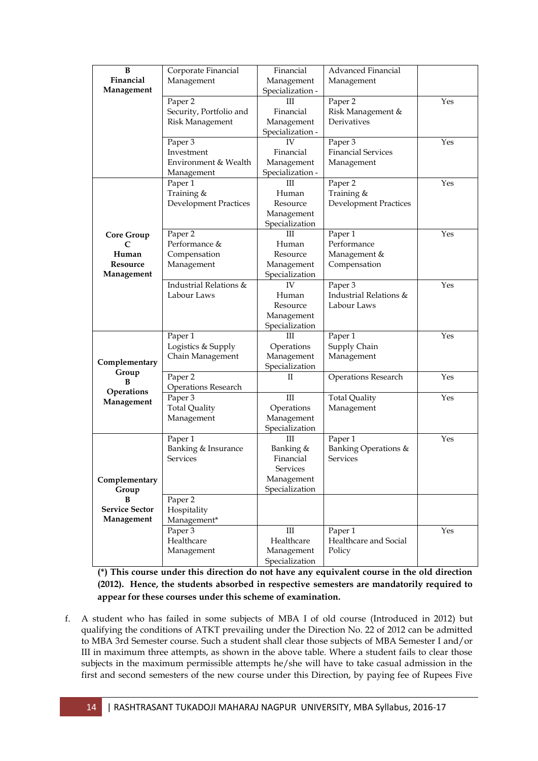| | | | | |
|---|---|---|---|---|
| **B Financial Management** | Corporate Financial Management | Financial Management Specialization - | Advanced Financial Management | |
| | Paper 2 Security, Portfolio and Risk Management | III Financial Management Specialization - | Paper 2 Risk Management & Derivatives | Yes |
| | Paper 3 Investment Environment & Wealth Management | IV Financial Management Specialization - | Paper 3 Financial Services Management | Yes |
| **Core Group C Human Resource Management** | Paper 1 Training & Development Practices | III Human Resource Management Specialization | Paper 2 Training & Development Practices | Yes |
| | Paper 2 Performance & Compensation Management | III Human Resource Management Specialization | Paper 1 Performance Management & Compensation | Yes |
| | Industrial Relations & Labour Laws | IV Human Resource Management Specialization | Paper 3 Industrial Relations & Labour Laws | Yes |
| **Complementary Group B Operations Management** | Paper 1 Logistics & Supply Chain Management | III Operations Management Specialization | Paper 1 Supply Chain Management | Yes |
| | Paper 2 Operations Research | II | Operations Research | Yes |
| | Paper 3 Total Quality Management | III Operations Management Specialization | Total Quality Management | Yes |
| **Complementary Group B Service Sector Management** | Paper 1 Banking & Insurance Services | III Banking & Financial Services Management Specialization | Paper 1 Banking Operations & Services | Yes |
| | Paper 2 Hospitality Management* | | | |
| | Paper 3 Healthcare Management | III Healthcare Management Specialization | Paper 1 Healthcare and Social Policy | Yes |

**(*) This course under this direction do not have any equivalent course in the old direction (2012). Hence, the students absorbed in respective semesters are mandatorily required to appear for these courses under this scheme of examination.**

f. A student who has failed in some subjects of MBA I of old course (Introduced in 2012) but qualifying the conditions of ATKT prevailing under the Direction No. 22 of 2012 can be admitted to MBA 3rd Semester course. Such a student shall clear those subjects of MBA Semester I and/or III in maximum three attempts, as shown in the above table. Where a student fails to clear those subjects in the maximum permissible attempts he/she will have to take casual admission in the first and second semesters of the new course under this Direction, by paying fee of Rupees Five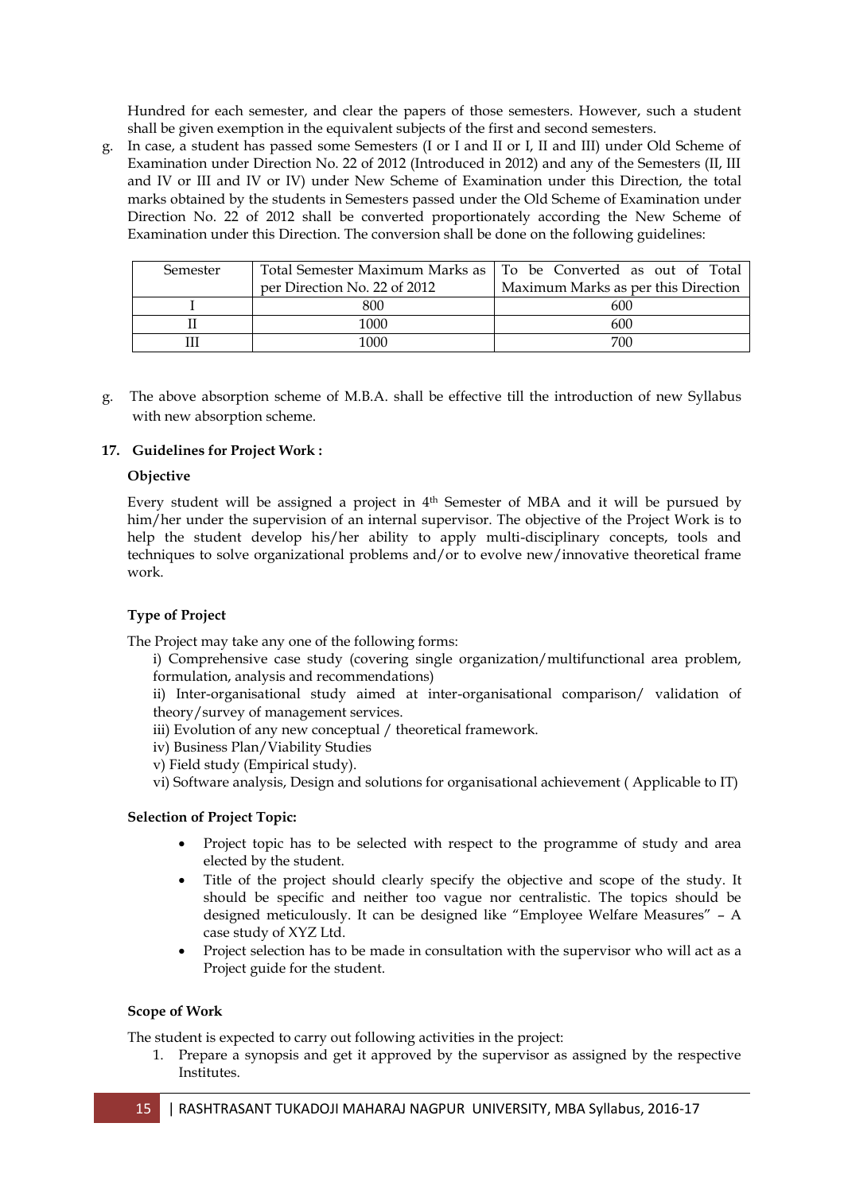Hundred for each semester, and clear the papers of those semesters. However, such a student shall be given exemption in the equivalent subjects of the first and second semesters.

g. In case, a student has passed some Semesters (I or I and II or I, II and III) under Old Scheme of Examination under Direction No. 22 of 2012 (Introduced in 2012) and any of the Semesters (II, III and IV or III and IV or IV) under New Scheme of Examination under this Direction, the total marks obtained by the students in Semesters passed under the Old Scheme of Examination under Direction No. 22 of 2012 shall be converted proportionately according the New Scheme of Examination under this Direction. The conversion shall be done on the following guidelines:

| Semester | Total Semester Maximum Marks as per Direction No. 22 of 2012 | To be Converted as out of Total Maximum Marks as per this Direction |
|---|---|---|
| I | 800 | 600 |
| II | 1000 | 600 |
| III | 1000 | 700 |

g. The above absorption scheme of M.B.A. shall be effective till the introduction of new Syllabus with new absorption scheme.

## 17. Guidelines for Project Work :

**Objective**

Every student will be assigned a project in 4th Semester of MBA and it will be pursued by him/her under the supervision of an internal supervisor. The objective of the Project Work is to help the student develop his/her ability to apply multi-disciplinary concepts, tools and techniques to solve organizational problems and/or to evolve new/innovative theoretical frame work.

**Type of Project**

The Project may take any one of the following forms:

i) Comprehensive case study (covering single organization/multifunctional area problem, formulation, analysis and recommendations)

ii) Inter-organisational study aimed at inter-organisational comparison/ validation of theory/survey of management services.

iii) Evolution of any new conceptual / theoretical framework.

iv) Business Plan/Viability Studies

v) Field study (Empirical study).

vi) Software analysis, Design and solutions for organisational achievement ( Applicable to IT)

**Selection of Project Topic:**

- Project topic has to be selected with respect to the programme of study and area elected by the student.
- Title of the project should clearly specify the objective and scope of the study. It should be specific and neither too vague nor centralistic. The topics should be designed meticulously. It can be designed like "Employee Welfare Measures" – A case study of XYZ Ltd.
- Project selection has to be made in consultation with the supervisor who will act as a Project guide for the student.

**Scope of Work**

The student is expected to carry out following activities in the project:

1. Prepare a synopsis and get it approved by the supervisor as assigned by the respective Institutes.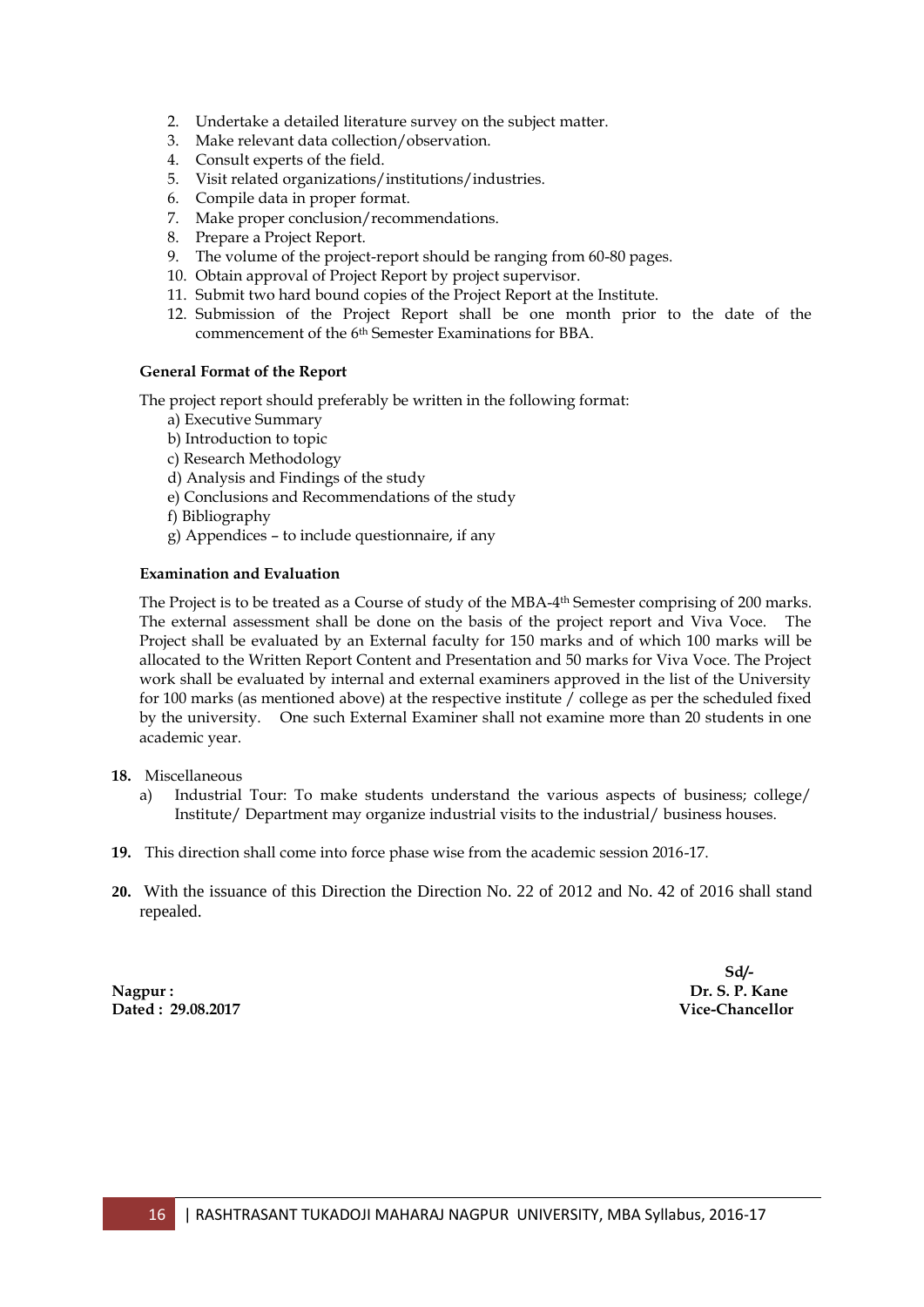2. Undertake a detailed literature survey on the subject matter.
3. Make relevant data collection/observation.
4. Consult experts of the field.
5. Visit related organizations/institutions/industries.
6. Compile data in proper format.
7. Make proper conclusion/recommendations.
8. Prepare a Project Report.
9. The volume of the project-report should be ranging from 60-80 pages.
10. Obtain approval of Project Report by project supervisor.
11. Submit two hard bound copies of the Project Report at the Institute.
12. Submission of the Project Report shall be one month prior to the date of the commencement of the 6th Semester Examinations for BBA.

**General Format of the Report**

The project report should preferably be written in the following format:

a) Executive Summary
b) Introduction to topic
c) Research Methodology
d) Analysis and Findings of the study
e) Conclusions and Recommendations of the study
f) Bibliography
g) Appendices – to include questionnaire, if any

**Examination and Evaluation**

The Project is to be treated as a Course of study of the MBA-4th Semester comprising of 200 marks. The external assessment shall be done on the basis of the project report and Viva Voce. The Project shall be evaluated by an External faculty for 150 marks and of which 100 marks will be allocated to the Written Report Content and Presentation and 50 marks for Viva Voce. The Project work shall be evaluated by internal and external examiners approved in the list of the University for 100 marks (as mentioned above) at the respective institute / college as per the scheduled fixed by the university. One such External Examiner shall not examine more than 20 students in one academic year.

**18.** Miscellaneous

a) Industrial Tour: To make students understand the various aspects of business; college/ Institute/ Department may organize industrial visits to the industrial/ business houses.

**19.** This direction shall come into force phase wise from the academic session 2016-17.

**20.** With the issuance of this Direction the Direction No. 22 of 2012 and No. 42 of 2016 shall stand repealed.

**Sd/-**
**Dr. S. P. Kane**
**Vice-Chancellor**

**Nagpur :**
**Dated : 29.08.2017**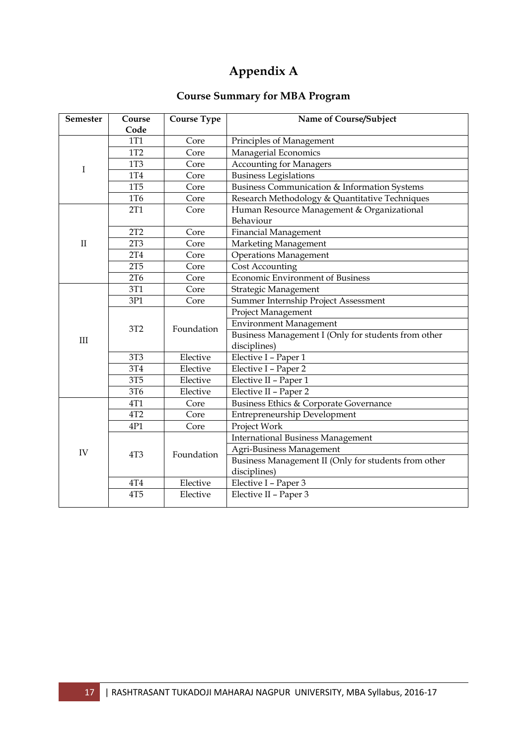# Appendix A

## Course Summary for MBA Program

| Semester | Course Code | Course Type | Name of Course/Subject |
|---|---|---|---|
| I | 1T1 | Core | Principles of Management |
| | 1T2 | Core | Managerial Economics |
| | 1T3 | Core | Accounting for Managers |
| | 1T4 | Core | Business Legislations |
| | 1T5 | Core | Business Communication & Information Systems |
| | 1T6 | Core | Research Methodology & Quantitative Techniques |
| II | 2T1 | Core | Human Resource Management & Organizational Behaviour |
| | 2T2 | Core | Financial Management |
| | 2T3 | Core | Marketing Management |
| | 2T4 | Core | Operations Management |
| | 2T5 | Core | Cost Accounting |
| | 2T6 | Core | Economic Environment of Business |
| III | 3T1 | Core | Strategic Management |
| | 3P1 | Core | Summer Internship Project Assessment |
| | 3T2 | Foundation | Project Management |
| | | | Environment Management |
| | | | Business Management I (Only for students from other disciplines) |
| | 3T3 | Elective | Elective I – Paper 1 |
| | 3T4 | Elective | Elective I – Paper 2 |
| | 3T5 | Elective | Elective II – Paper 1 |
| | 3T6 | Elective | Elective II – Paper 2 |
| IV | 4T1 | Core | Business Ethics & Corporate Governance |
| | 4T2 | Core | Entrepreneurship Development |
| | 4P1 | Core | Project Work |
| | 4T3 | Foundation | International Business Management |
| | | | Agri-Business Management |
| | | | Business Management II (Only for students from other disciplines) |
| | 4T4 | Elective | Elective I – Paper 3 |
| | 4T5 | Elective | Elective II – Paper 3 |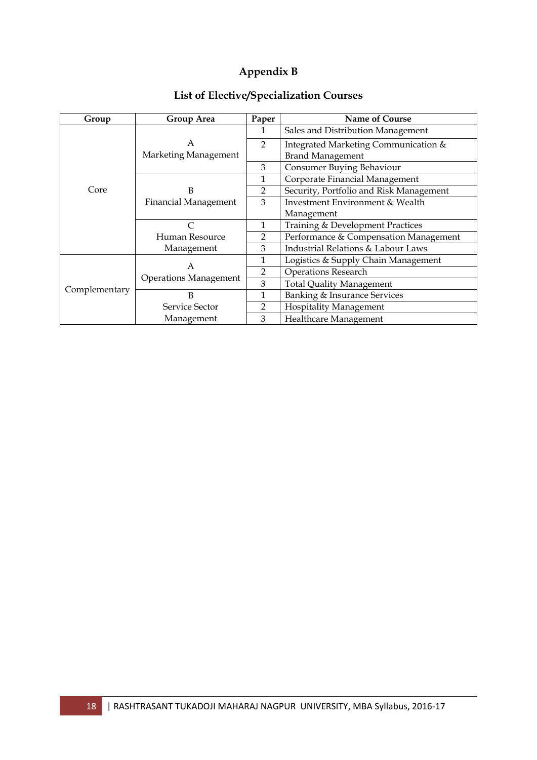# Appendix B

## List of Elective/Specialization Courses

| Group | Group Area | Paper | Name of Course |
|---|---|---|---|
| Core | A Marketing Management | 1 | Sales and Distribution Management |
| | | 2 | Integrated Marketing Communication & Brand Management |
| | | 3 | Consumer Buying Behaviour |
| | B Financial Management | 1 | Corporate Financial Management |
| | | 2 | Security, Portfolio and Risk Management |
| | | 3 | Investment Environment & Wealth Management |
| | C Human Resource Management | 1 | Training & Development Practices |
| | | 2 | Performance & Compensation Management |
| | | 3 | Industrial Relations & Labour Laws |
| Complementary | A Operations Management | 1 | Logistics & Supply Chain Management |
| | | 2 | Operations Research |
| | | 3 | Total Quality Management |
| | B Service Sector Management | 1 | Banking & Insurance Services |
| | | 2 | Hospitality Management |
| | | 3 | Healthcare Management |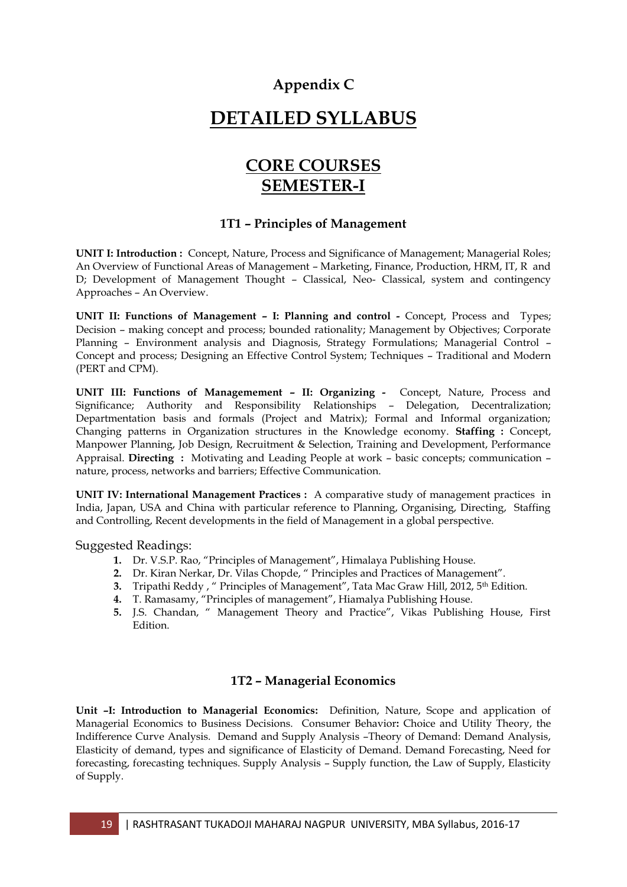# Appendix C

# DETAILED SYLLABUS

## CORE COURSES
## SEMESTER-I

### 1T1 – Principles of Management

**UNIT I: Introduction :** Concept, Nature, Process and Significance of Management; Managerial Roles; An Overview of Functional Areas of Management – Marketing, Finance, Production, HRM, IT, R and D; Development of Management Thought – Classical, Neo- Classical, system and contingency Approaches – An Overview.

**UNIT II: Functions of Management – I: Planning and control -** Concept, Process and Types; Decision – making concept and process; bounded rationality; Management by Objectives; Corporate Planning – Environment analysis and Diagnosis, Strategy Formulations; Managerial Control – Concept and process; Designing an Effective Control System; Techniques – Traditional and Modern (PERT and CPM).

**UNIT III: Functions of Managemement – II: Organizing -** Concept, Nature, Process and Significance; Authority and Responsibility Relationships – Delegation, Decentralization; Departmentation basis and formals (Project and Matrix); Formal and Informal organization; Changing patterns in Organization structures in the Knowledge economy. **Staffing :** Concept, Manpower Planning, Job Design, Recruitment & Selection, Training and Development, Performance Appraisal. **Directing :** Motivating and Leading People at work – basic concepts; communication – nature, process, networks and barriers; Effective Communication.

**UNIT IV: International Management Practices :** A comparative study of management practices in India, Japan, USA and China with particular reference to Planning, Organising, Directing, Staffing and Controlling, Recent developments in the field of Management in a global perspective.

Suggested Readings:

1. Dr. V.S.P. Rao, "Principles of Management", Himalaya Publishing House.
2. Dr. Kiran Nerkar, Dr. Vilas Chopde, " Principles and Practices of Management".
3. Tripathi Reddy , " Principles of Management", Tata Mac Graw Hill, 2012, 5th Edition.
4. T. Ramasamy, "Principles of management", Hiamalya Publishing House.
5. J.S. Chandan, " Management Theory and Practice", Vikas Publishing House, First Edition.

### 1T2 – Managerial Economics

**Unit –I: Introduction to Managerial Economics:** Definition, Nature, Scope and application of Managerial Economics to Business Decisions. Consumer Behavior**:** Choice and Utility Theory, the Indifference Curve Analysis. Demand and Supply Analysis –Theory of Demand: Demand Analysis, Elasticity of demand, types and significance of Elasticity of Demand. Demand Forecasting, Need for forecasting, forecasting techniques. Supply Analysis – Supply function, the Law of Supply, Elasticity of Supply.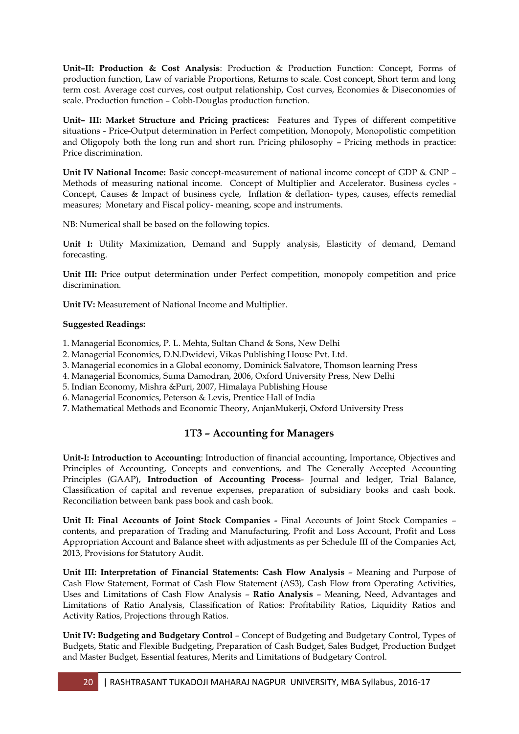**Unit–II: Production & Cost Analysis**: Production & Production Function: Concept, Forms of production function, Law of variable Proportions, Returns to scale. Cost concept, Short term and long term cost. Average cost curves, cost output relationship, Cost curves, Economies & Diseconomies of scale. Production function – Cobb-Douglas production function.

**Unit– III: Market Structure and Pricing practices:** Features and Types of different competitive situations - Price-Output determination in Perfect competition, Monopoly, Monopolistic competition and Oligopoly both the long run and short run. Pricing philosophy – Pricing methods in practice: Price discrimination.

**Unit IV National Income:** Basic concept-measurement of national income concept of GDP & GNP – Methods of measuring national income. Concept of Multiplier and Accelerator. Business cycles - Concept, Causes & Impact of business cycle, Inflation & deflation- types, causes, effects remedial measures; Monetary and Fiscal policy- meaning, scope and instruments.

NB: Numerical shall be based on the following topics.

**Unit I:** Utility Maximization, Demand and Supply analysis, Elasticity of demand, Demand forecasting.

**Unit III:** Price output determination under Perfect competition, monopoly competition and price discrimination.

**Unit IV:** Measurement of National Income and Multiplier.

**Suggested Readings:**

1. Managerial Economics, P. L. Mehta, Sultan Chand & Sons, New Delhi
2. Managerial Economics, D.N.Dwidevi, Vikas Publishing House Pvt. Ltd.
3. Managerial economics in a Global economy, Dominick Salvatore, Thomson learning Press
4. Managerial Economics, Suma Damodran, 2006, Oxford University Press, New Delhi
5. Indian Economy, Mishra &Puri, 2007, Himalaya Publishing House
6. Managerial Economics, Peterson & Levis, Prentice Hall of India
7. Mathematical Methods and Economic Theory, AnjanMukerji, Oxford University Press

## 1T3 – Accounting for Managers

**Unit-I: Introduction to Accounting**: Introduction of financial accounting, Importance, Objectives and Principles of Accounting, Concepts and conventions, and The Generally Accepted Accounting Principles (GAAP), **Introduction of Accounting Process**- Journal and ledger, Trial Balance, Classification of capital and revenue expenses, preparation of subsidiary books and cash book. Reconciliation between bank pass book and cash book.

**Unit II: Final Accounts of Joint Stock Companies -** Final Accounts of Joint Stock Companies – contents, and preparation of Trading and Manufacturing, Profit and Loss Account, Profit and Loss Appropriation Account and Balance sheet with adjustments as per Schedule III of the Companies Act, 2013, Provisions for Statutory Audit.

**Unit III: Interpretation of Financial Statements: Cash Flow Analysis** – Meaning and Purpose of Cash Flow Statement, Format of Cash Flow Statement (AS3), Cash Flow from Operating Activities, Uses and Limitations of Cash Flow Analysis – **Ratio Analysis** – Meaning, Need, Advantages and Limitations of Ratio Analysis, Classification of Ratios: Profitability Ratios, Liquidity Ratios and Activity Ratios, Projections through Ratios.

**Unit IV: Budgeting and Budgetary Control** – Concept of Budgeting and Budgetary Control, Types of Budgets, Static and Flexible Budgeting, Preparation of Cash Budget, Sales Budget, Production Budget and Master Budget, Essential features, Merits and Limitations of Budgetary Control.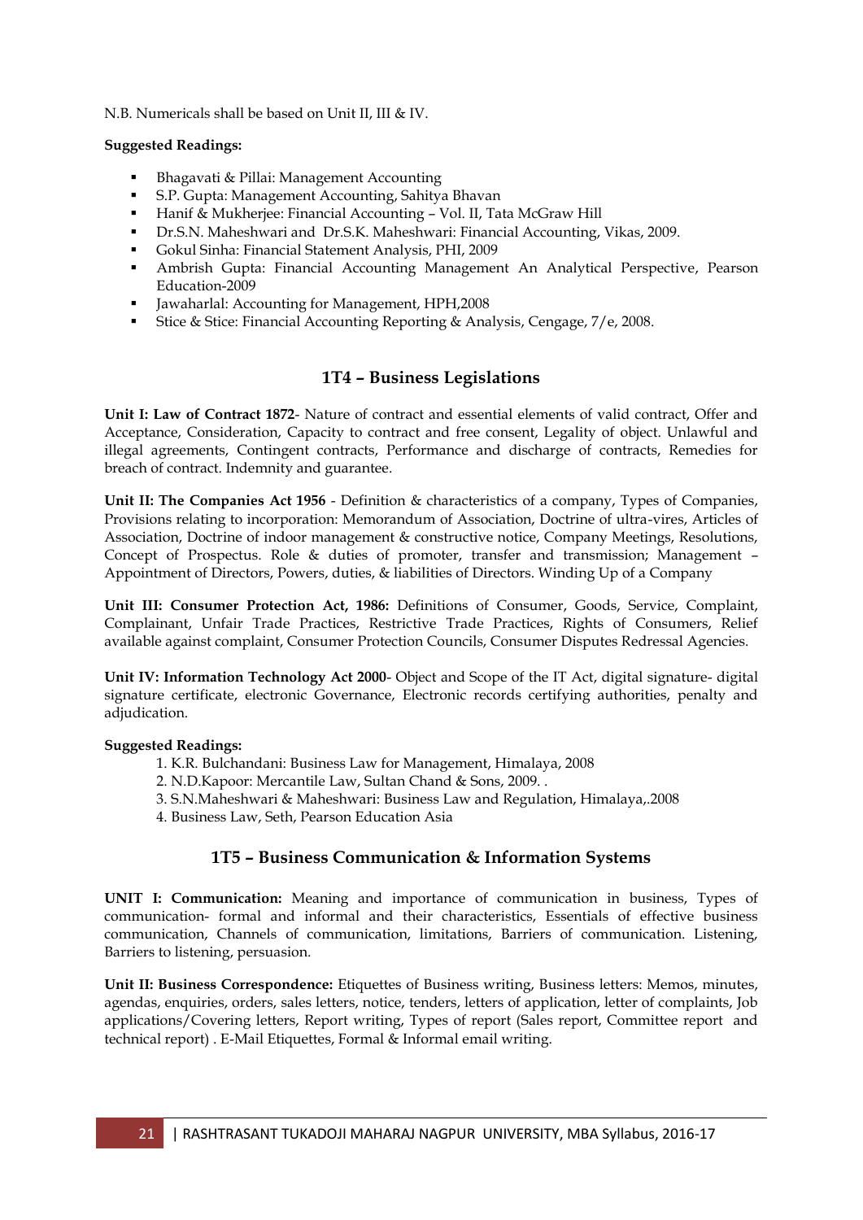N.B. Numericals shall be based on Unit II, III & IV.

**Suggested Readings:**

- Bhagavati & Pillai: Management Accounting
- S.P. Gupta: Management Accounting, Sahitya Bhavan
- Hanif & Mukherjee: Financial Accounting – Vol. II, Tata McGraw Hill
- Dr.S.N. Maheshwari and Dr.S.K. Maheshwari: Financial Accounting, Vikas, 2009.
- Gokul Sinha: Financial Statement Analysis, PHI, 2009
- Ambrish Gupta: Financial Accounting Management An Analytical Perspective, Pearson Education-2009
- Jawaharlal: Accounting for Management, HPH,2008
- Stice & Stice: Financial Accounting Reporting & Analysis, Cengage, 7/e, 2008.

## 1T4 – Business Legislations

**Unit I: Law of Contract 1872**- Nature of contract and essential elements of valid contract, Offer and Acceptance, Consideration, Capacity to contract and free consent, Legality of object. Unlawful and illegal agreements, Contingent contracts, Performance and discharge of contracts, Remedies for breach of contract. Indemnity and guarantee.

**Unit II: The Companies Act 1956** - Definition & characteristics of a company, Types of Companies, Provisions relating to incorporation: Memorandum of Association, Doctrine of ultra-vires, Articles of Association, Doctrine of indoor management & constructive notice, Company Meetings, Resolutions, Concept of Prospectus. Role & duties of promoter, transfer and transmission; Management – Appointment of Directors, Powers, duties, & liabilities of Directors. Winding Up of a Company

**Unit III: Consumer Protection Act, 1986:** Definitions of Consumer, Goods, Service, Complaint, Complainant, Unfair Trade Practices, Restrictive Trade Practices, Rights of Consumers, Relief available against complaint, Consumer Protection Councils, Consumer Disputes Redressal Agencies.

**Unit IV: Information Technology Act 2000**- Object and Scope of the IT Act, digital signature- digital signature certificate, electronic Governance, Electronic records certifying authorities, penalty and adjudication.

**Suggested Readings:**

1. K.R. Bulchandani: Business Law for Management, Himalaya, 2008
2. N.D.Kapoor: Mercantile Law, Sultan Chand & Sons, 2009. .
3. S.N.Maheshwari & Maheshwari: Business Law and Regulation, Himalaya,.2008
4. Business Law, Seth, Pearson Education Asia

## 1T5 – Business Communication & Information Systems

**UNIT I: Communication:** Meaning and importance of communication in business, Types of communication- formal and informal and their characteristics, Essentials of effective business communication, Channels of communication, limitations, Barriers of communication. Listening, Barriers to listening, persuasion.

**Unit II: Business Correspondence:** Etiquettes of Business writing, Business letters: Memos, minutes, agendas, enquiries, orders, sales letters, notice, tenders, letters of application, letter of complaints, Job applications/Covering letters, Report writing, Types of report (Sales report, Committee report and technical report) . E-Mail Etiquettes, Formal & Informal email writing.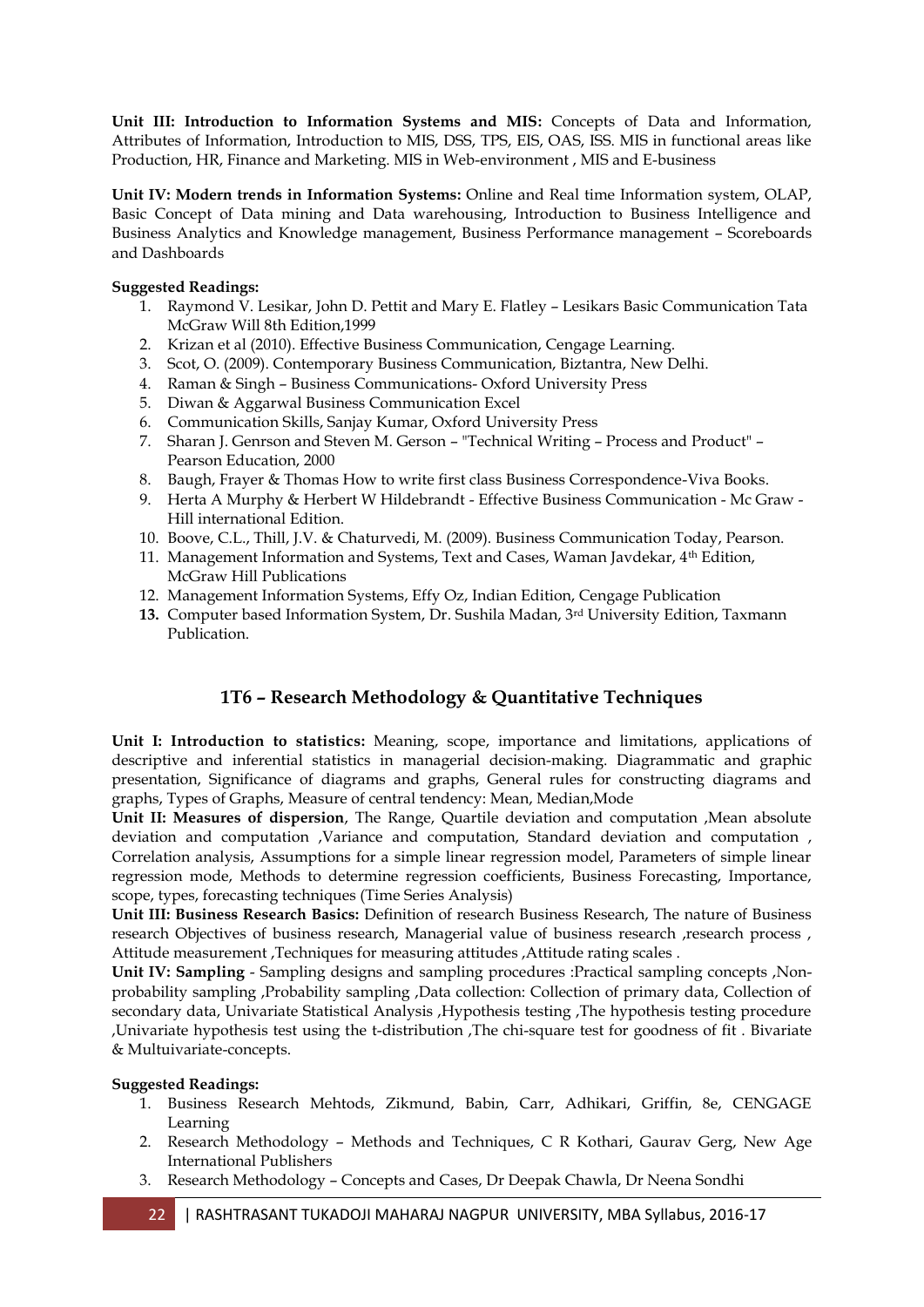**Unit III: Introduction to Information Systems and MIS:** Concepts of Data and Information, Attributes of Information, Introduction to MIS, DSS, TPS, EIS, OAS, ISS. MIS in functional areas like Production, HR, Finance and Marketing. MIS in Web-environment , MIS and E-business

**Unit IV: Modern trends in Information Systems:** Online and Real time Information system, OLAP, Basic Concept of Data mining and Data warehousing, Introduction to Business Intelligence and Business Analytics and Knowledge management, Business Performance management – Scoreboards and Dashboards

**Suggested Readings:**

1. Raymond V. Lesikar, John D. Pettit and Mary E. Flatley – Lesikars Basic Communication Tata McGraw Will 8th Edition,1999
2. Krizan et al (2010). Effective Business Communication, Cengage Learning.
3. Scot, O. (2009). Contemporary Business Communication, Biztantra, New Delhi.
4. Raman & Singh – Business Communications- Oxford University Press
5. Diwan & Aggarwal Business Communication Excel
6. Communication Skills, Sanjay Kumar, Oxford University Press
7. Sharan J. Genrson and Steven M. Gerson – "Technical Writing – Process and Product" – Pearson Education, 2000
8. Baugh, Frayer & Thomas How to write first class Business Correspondence-Viva Books.
9. Herta A Murphy & Herbert W Hildebrandt - Effective Business Communication - Mc Graw - Hill international Edition.
10. Boove, C.L., Thill, J.V. & Chaturvedi, M. (2009). Business Communication Today, Pearson.
11. Management Information and Systems, Text and Cases, Waman Javdekar, 4th Edition, McGraw Hill Publications
12. Management Information Systems, Effy Oz, Indian Edition, Cengage Publication
13. Computer based Information System, Dr. Sushila Madan, 3rd University Edition, Taxmann Publication.

## 1T6 – Research Methodology & Quantitative Techniques

**Unit I: Introduction to statistics:** Meaning, scope, importance and limitations, applications of descriptive and inferential statistics in managerial decision-making. Diagrammatic and graphic presentation, Significance of diagrams and graphs, General rules for constructing diagrams and graphs, Types of Graphs, Measure of central tendency: Mean, Median,Mode

**Unit II: Measures of dispersion**, The Range, Quartile deviation and computation ,Mean absolute deviation and computation ,Variance and computation, Standard deviation and computation , Correlation analysis, Assumptions for a simple linear regression model, Parameters of simple linear regression mode, Methods to determine regression coefficients, Business Forecasting, Importance, scope, types, forecasting techniques (Time Series Analysis)

**Unit III: Business Research Basics:** Definition of research Business Research, The nature of Business research Objectives of business research, Managerial value of business research ,research process , Attitude measurement ,Techniques for measuring attitudes ,Attitude rating scales .

**Unit IV: Sampling** - Sampling designs and sampling procedures :Practical sampling concepts ,Non-probability sampling ,Probability sampling ,Data collection: Collection of primary data, Collection of secondary data, Univariate Statistical Analysis ,Hypothesis testing ,The hypothesis testing procedure ,Univariate hypothesis test using the t-distribution ,The chi-square test for goodness of fit . Bivariate & Multuivariate-concepts.

**Suggested Readings:**

1. Business Research Mehtods, Zikmund, Babin, Carr, Adhikari, Griffin, 8e, CENGAGE Learning
2. Research Methodology – Methods and Techniques, C R Kothari, Gaurav Gerg, New Age International Publishers
3. Research Methodology – Concepts and Cases, Dr Deepak Chawla, Dr Neena Sondhi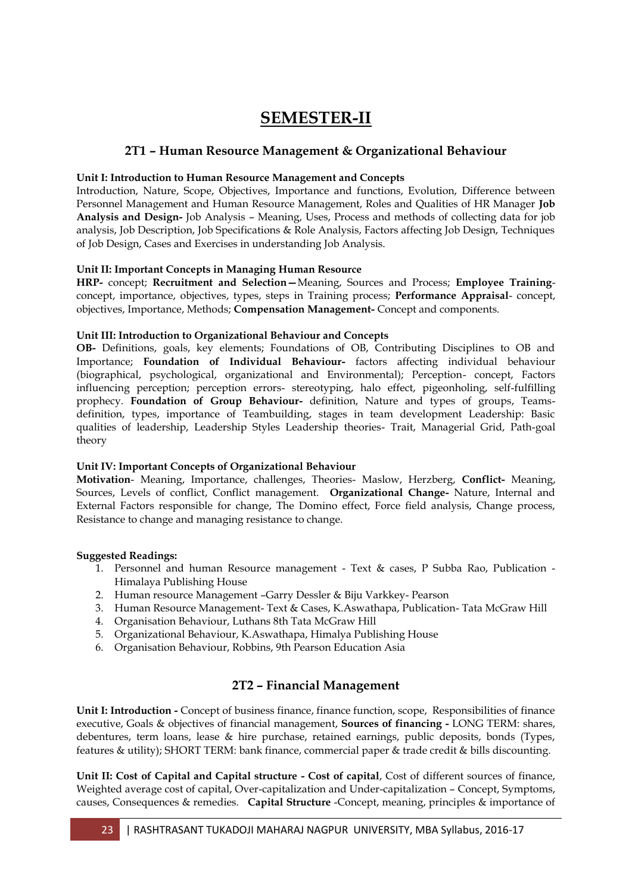# SEMESTER-II

## 2T1 – Human Resource Management & Organizational Behaviour

**Unit I: Introduction to Human Resource Management and Concepts**
Introduction, Nature, Scope, Objectives, Importance and functions, Evolution, Difference between Personnel Management and Human Resource Management, Roles and Qualities of HR Manager **Job Analysis and Design-** Job Analysis – Meaning, Uses, Process and methods of collecting data for job analysis, Job Description, Job Specifications & Role Analysis, Factors affecting Job Design, Techniques of Job Design, Cases and Exercises in understanding Job Analysis.

**Unit II: Important Concepts in Managing Human Resource**
**HRP-** concept; **Recruitment and Selection—**Meaning, Sources and Process; **Employee Training**-concept, importance, objectives, types, steps in Training process; **Performance Appraisal**- concept, objectives, Importance, Methods; **Compensation Management-** Concept and components.

**Unit III: Introduction to Organizational Behaviour and Concepts**
**OB-** Definitions, goals, key elements; Foundations of OB, Contributing Disciplines to OB and Importance; **Foundation of Individual Behaviour-** factors affecting individual behaviour (biographical, psychological, organizational and Environmental); Perception- concept, Factors influencing perception; perception errors- stereotyping, halo effect, pigeonholing, self-fulfilling prophecy. **Foundation of Group Behaviour-** definition, Nature and types of groups, Teams-definition, types, importance of Teambuilding, stages in team development Leadership: Basic qualities of leadership, Leadership Styles Leadership theories- Trait, Managerial Grid, Path-goal theory

**Unit IV: Important Concepts of Organizational Behaviour**
**Motivation**- Meaning, Importance, challenges, Theories- Maslow, Herzberg, **Conflict-** Meaning, Sources, Levels of conflict, Conflict management. **Organizational Change-** Nature, Internal and External Factors responsible for change, The Domino effect, Force field analysis, Change process, Resistance to change and managing resistance to change.

**Suggested Readings:**

1. Personnel and human Resource management - Text & cases, P Subba Rao, Publication - Himalaya Publishing House
2. Human resource Management –Garry Dessler & Biju Varkkey- Pearson
3. Human Resource Management- Text & Cases, K.Aswathapa, Publication- Tata McGraw Hill
4. Organisation Behaviour, Luthans 8th Tata McGraw Hill
5. Organizational Behaviour, K.Aswathapa, Himalya Publishing House
6. Organisation Behaviour, Robbins, 9th Pearson Education Asia

## 2T2 – Financial Management

**Unit I: Introduction -** Concept of business finance, finance function, scope, Responsibilities of finance executive, Goals & objectives of financial management, **Sources of financing -** LONG TERM: shares, debentures, term loans, lease & hire purchase, retained earnings, public deposits, bonds (Types, features & utility); SHORT TERM: bank finance, commercial paper & trade credit & bills discounting.

**Unit II: Cost of Capital and Capital structure - Cost of capital**, Cost of different sources of finance, Weighted average cost of capital, Over-capitalization and Under-capitalization – Concept, Symptoms, causes, Consequences & remedies. **Capital Structure** -Concept, meaning, principles & importance of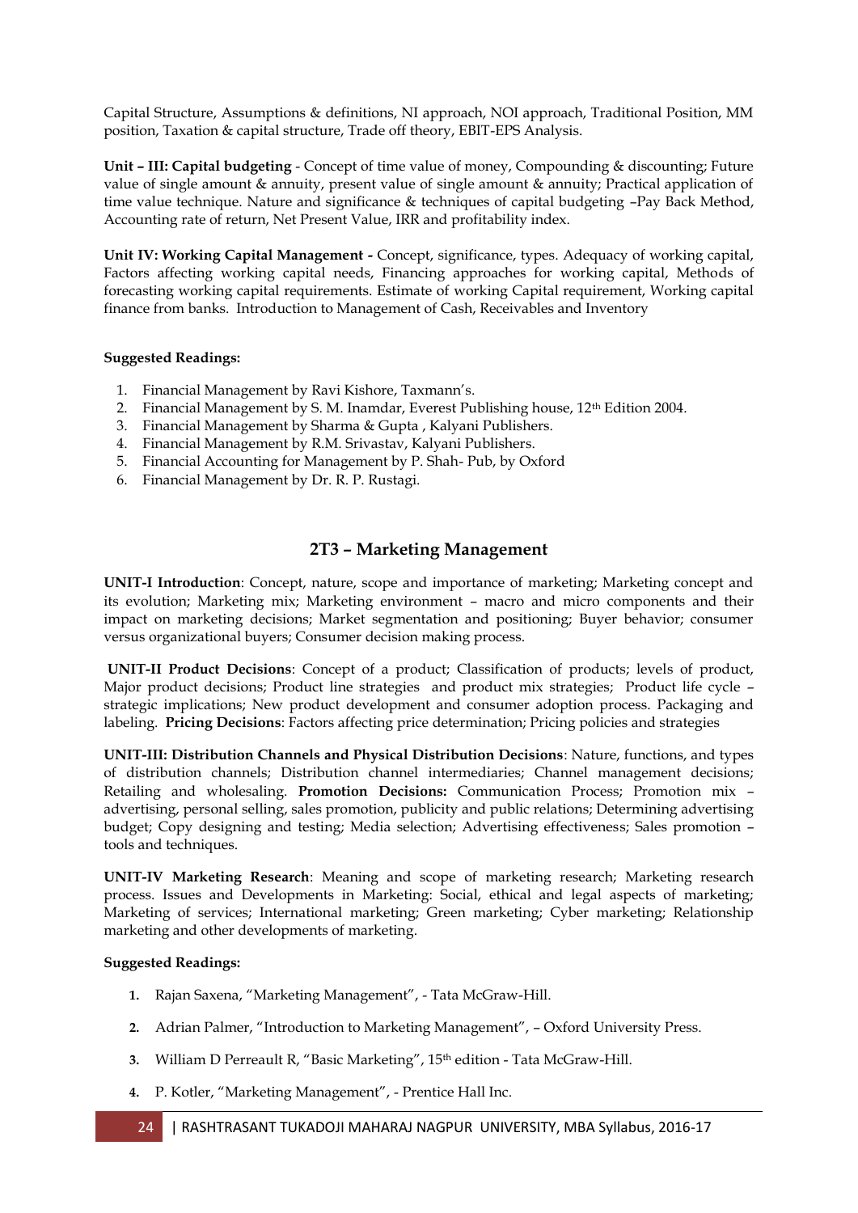Capital Structure, Assumptions & definitions, NI approach, NOI approach, Traditional Position, MM position, Taxation & capital structure, Trade off theory, EBIT-EPS Analysis.

**Unit – III: Capital budgeting** - Concept of time value of money, Compounding & discounting; Future value of single amount & annuity, present value of single amount & annuity; Practical application of time value technique. Nature and significance & techniques of capital budgeting –Pay Back Method, Accounting rate of return, Net Present Value, IRR and profitability index.

**Unit IV: Working Capital Management -** Concept, significance, types. Adequacy of working capital, Factors affecting working capital needs, Financing approaches for working capital, Methods of forecasting working capital requirements. Estimate of working Capital requirement, Working capital finance from banks. Introduction to Management of Cash, Receivables and Inventory

**Suggested Readings:**

1. Financial Management by Ravi Kishore, Taxmann's.
2. Financial Management by S. M. Inamdar, Everest Publishing house, 12th Edition 2004.
3. Financial Management by Sharma & Gupta , Kalyani Publishers.
4. Financial Management by R.M. Srivastav, Kalyani Publishers.
5. Financial Accounting for Management by P. Shah- Pub, by Oxford
6. Financial Management by Dr. R. P. Rustagi.

## 2T3 – Marketing Management

**UNIT-I Introduction**: Concept, nature, scope and importance of marketing; Marketing concept and its evolution; Marketing mix; Marketing environment – macro and micro components and their impact on marketing decisions; Market segmentation and positioning; Buyer behavior; consumer versus organizational buyers; Consumer decision making process.

**UNIT-II Product Decisions**: Concept of a product; Classification of products; levels of product, Major product decisions; Product line strategies and product mix strategies; Product life cycle – strategic implications; New product development and consumer adoption process. Packaging and labeling. **Pricing Decisions**: Factors affecting price determination; Pricing policies and strategies

**UNIT-III: Distribution Channels and Physical Distribution Decisions**: Nature, functions, and types of distribution channels; Distribution channel intermediaries; Channel management decisions; Retailing and wholesaling. **Promotion Decisions:** Communication Process; Promotion mix – advertising, personal selling, sales promotion, publicity and public relations; Determining advertising budget; Copy designing and testing; Media selection; Advertising effectiveness; Sales promotion – tools and techniques.

**UNIT-IV Marketing Research**: Meaning and scope of marketing research; Marketing research process. Issues and Developments in Marketing: Social, ethical and legal aspects of marketing; Marketing of services; International marketing; Green marketing; Cyber marketing; Relationship marketing and other developments of marketing.

**Suggested Readings:**

1. Rajan Saxena, "Marketing Management", - Tata McGraw-Hill.
2. Adrian Palmer, "Introduction to Marketing Management", – Oxford University Press.
3. William D Perreault R, "Basic Marketing", 15th edition - Tata McGraw-Hill.
4. P. Kotler, "Marketing Management", - Prentice Hall Inc.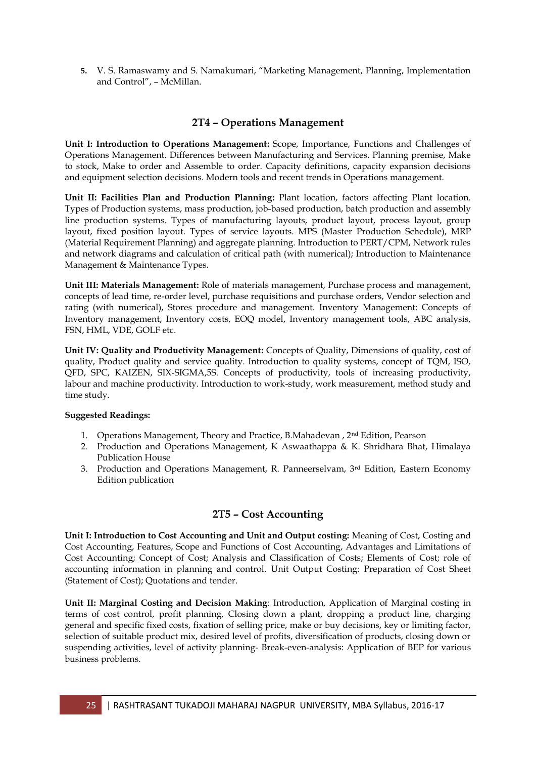5. V. S. Ramaswamy and S. Namakumari, “Marketing Management, Planning, Implementation and Control”, – McMillan.

## 2T4 – Operations Management

**Unit I: Introduction to Operations Management:** Scope, Importance, Functions and Challenges of Operations Management. Differences between Manufacturing and Services. Planning premise, Make to stock, Make to order and Assemble to order. Capacity definitions, capacity expansion decisions and equipment selection decisions. Modern tools and recent trends in Operations management.

**Unit II: Facilities Plan and Production Planning:** Plant location, factors affecting Plant location. Types of Production systems, mass production, job-based production, batch production and assembly line production systems. Types of manufacturing layouts, product layout, process layout, group layout, fixed position layout. Types of service layouts. MPS (Master Production Schedule), MRP (Material Requirement Planning) and aggregate planning. Introduction to PERT/CPM, Network rules and network diagrams and calculation of critical path (with numerical); Introduction to Maintenance Management & Maintenance Types.

**Unit III: Materials Management:** Role of materials management, Purchase process and management, concepts of lead time, re-order level, purchase requisitions and purchase orders, Vendor selection and rating (with numerical), Stores procedure and management. Inventory Management: Concepts of Inventory management, Inventory costs, EOQ model, Inventory management tools, ABC analysis, FSN, HML, VDE, GOLF etc.

**Unit IV: Quality and Productivity Management:** Concepts of Quality, Dimensions of quality, cost of quality, Product quality and service quality. Introduction to quality systems, concept of TQM, ISO, QFD, SPC, KAIZEN, SIX-SIGMA,5S. Concepts of productivity, tools of increasing productivity, labour and machine productivity. Introduction to work-study, work measurement, method study and time study.

**Suggested Readings:**

1. Operations Management, Theory and Practice, B.Mahadevan , 2nd Edition, Pearson
2. Production and Operations Management, K Aswaathappa & K. Shridhara Bhat, Himalaya Publication House
3. Production and Operations Management, R. Panneerselvam, 3rd Edition, Eastern Economy Edition publication

## 2T5 – Cost Accounting

**Unit I: Introduction to Cost Accounting and Unit and Output costing:** Meaning of Cost, Costing and Cost Accounting, Features, Scope and Functions of Cost Accounting, Advantages and Limitations of Cost Accounting; Concept of Cost; Analysis and Classification of Costs; Elements of Cost; role of accounting information in planning and control. Unit Output Costing: Preparation of Cost Sheet (Statement of Cost); Quotations and tender.

**Unit II: Marginal Costing and Decision Making**: Introduction, Application of Marginal costing in terms of cost control, profit planning, Closing down a plant, dropping a product line, charging general and specific fixed costs, fixation of selling price, make or buy decisions, key or limiting factor, selection of suitable product mix, desired level of profits, diversification of products, closing down or suspending activities, level of activity planning- Break-even-analysis: Application of BEP for various business problems.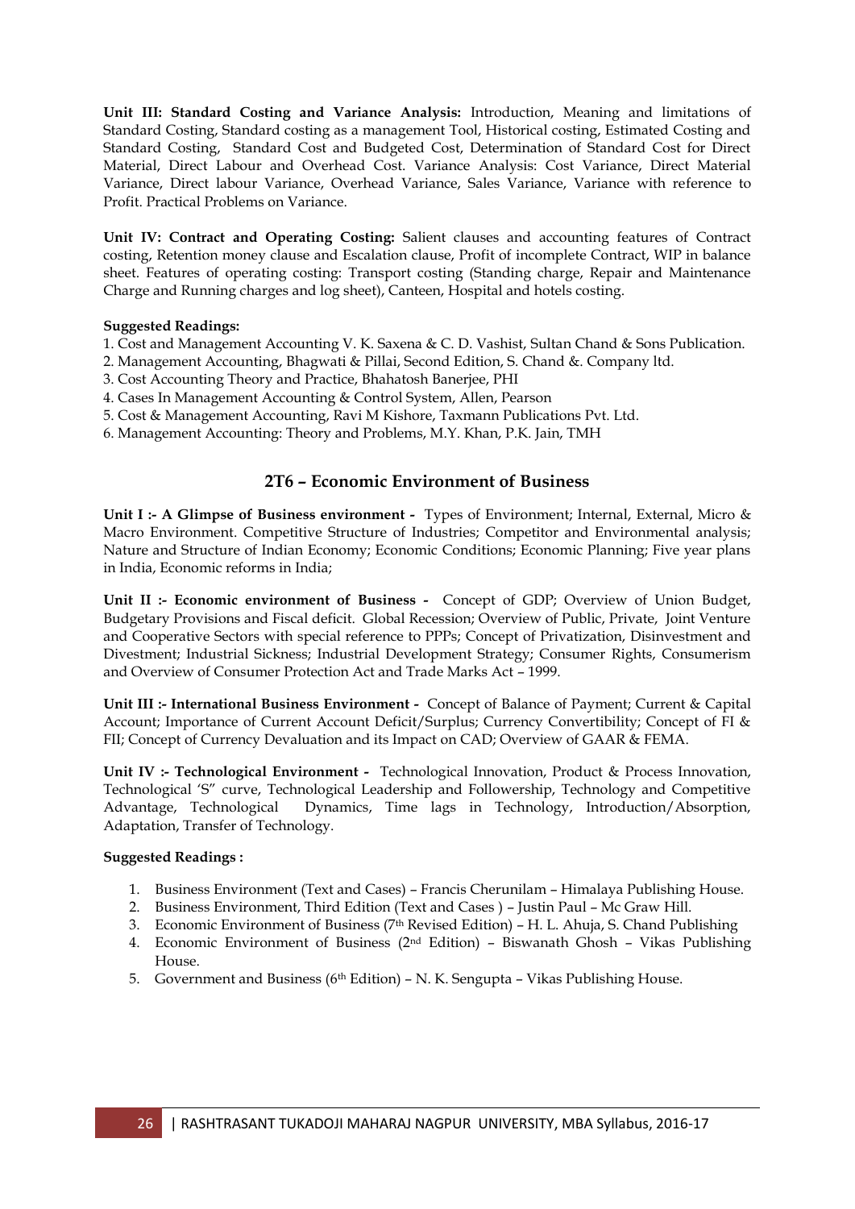**Unit III: Standard Costing and Variance Analysis:** Introduction, Meaning and limitations of Standard Costing, Standard costing as a management Tool, Historical costing, Estimated Costing and Standard Costing, Standard Cost and Budgeted Cost, Determination of Standard Cost for Direct Material, Direct Labour and Overhead Cost. Variance Analysis: Cost Variance, Direct Material Variance, Direct labour Variance, Overhead Variance, Sales Variance, Variance with reference to Profit. Practical Problems on Variance.

**Unit IV: Contract and Operating Costing:** Salient clauses and accounting features of Contract costing, Retention money clause and Escalation clause, Profit of incomplete Contract, WIP in balance sheet. Features of operating costing: Transport costing (Standing charge, Repair and Maintenance Charge and Running charges and log sheet), Canteen, Hospital and hotels costing.

**Suggested Readings:**

1. Cost and Management Accounting V. K. Saxena & C. D. Vashist, Sultan Chand & Sons Publication.
2. Management Accounting, Bhagwati & Pillai, Second Edition, S. Chand &. Company ltd.
3. Cost Accounting Theory and Practice, Bhahatosh Banerjee, PHI
4. Cases In Management Accounting & Control System, Allen, Pearson
5. Cost & Management Accounting, Ravi M Kishore, Taxmann Publications Pvt. Ltd.
6. Management Accounting: Theory and Problems, M.Y. Khan, P.K. Jain, TMH

## 2T6 – Economic Environment of Business

**Unit I :- A Glimpse of Business environment -** Types of Environment; Internal, External, Micro & Macro Environment. Competitive Structure of Industries; Competitor and Environmental analysis; Nature and Structure of Indian Economy; Economic Conditions; Economic Planning; Five year plans in India, Economic reforms in India;

**Unit II :- Economic environment of Business -** Concept of GDP; Overview of Union Budget, Budgetary Provisions and Fiscal deficit. Global Recession; Overview of Public, Private, Joint Venture and Cooperative Sectors with special reference to PPPs; Concept of Privatization, Disinvestment and Divestment; Industrial Sickness; Industrial Development Strategy; Consumer Rights, Consumerism and Overview of Consumer Protection Act and Trade Marks Act – 1999.

**Unit III :- International Business Environment -** Concept of Balance of Payment; Current & Capital Account; Importance of Current Account Deficit/Surplus; Currency Convertibility; Concept of FI & FII; Concept of Currency Devaluation and its Impact on CAD; Overview of GAAR & FEMA.

**Unit IV :- Technological Environment -** Technological Innovation, Product & Process Innovation, Technological 'S" curve, Technological Leadership and Followership, Technology and Competitive Advantage, Technological Dynamics, Time lags in Technology, Introduction/Absorption, Adaptation, Transfer of Technology.

**Suggested Readings :**

1. Business Environment (Text and Cases) – Francis Cherunilam – Himalaya Publishing House.
2. Business Environment, Third Edition (Text and Cases ) – Justin Paul – Mc Graw Hill.
3. Economic Environment of Business (7th Revised Edition) – H. L. Ahuja, S. Chand Publishing
4. Economic Environment of Business (2nd Edition) – Biswanath Ghosh – Vikas Publishing House.
5. Government and Business (6th Edition) – N. K. Sengupta – Vikas Publishing House.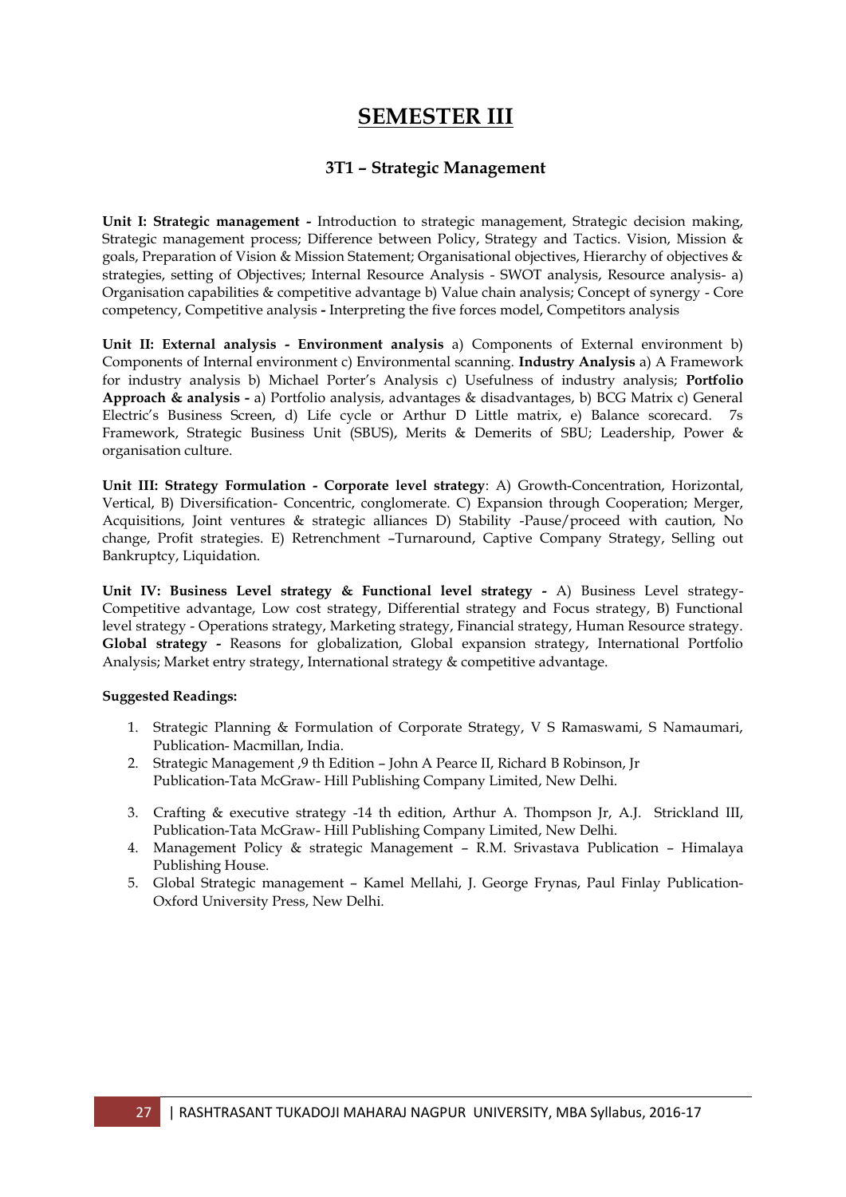# SEMESTER III

## 3T1 – Strategic Management

**Unit I: Strategic management -** Introduction to strategic management, Strategic decision making, Strategic management process; Difference between Policy, Strategy and Tactics. Vision, Mission & goals, Preparation of Vision & Mission Statement; Organisational objectives, Hierarchy of objectives & strategies, setting of Objectives; Internal Resource Analysis - SWOT analysis, Resource analysis- a) Organisation capabilities & competitive advantage b) Value chain analysis; Concept of synergy - Core competency, Competitive analysis **-** Interpreting the five forces model, Competitors analysis

**Unit II: External analysis - Environment analysis** a) Components of External environment b) Components of Internal environment c) Environmental scanning. **Industry Analysis** a) A Framework for industry analysis b) Michael Porter's Analysis c) Usefulness of industry analysis; **Portfolio Approach & analysis -** a) Portfolio analysis, advantages & disadvantages, b) BCG Matrix c) General Electric's Business Screen, d) Life cycle or Arthur D Little matrix, e) Balance scorecard. 7s Framework, Strategic Business Unit (SBUS), Merits & Demerits of SBU; Leadership, Power & organisation culture.

**Unit III: Strategy Formulation - Corporate level strategy**: A) Growth-Concentration, Horizontal, Vertical, B) Diversification- Concentric, conglomerate. C) Expansion through Cooperation; Merger, Acquisitions, Joint ventures & strategic alliances D) Stability -Pause/proceed with caution, No change, Profit strategies. E) Retrenchment –Turnaround, Captive Company Strategy, Selling out Bankruptcy, Liquidation.

**Unit IV: Business Level strategy & Functional level strategy -** A) Business Level strategy- Competitive advantage, Low cost strategy, Differential strategy and Focus strategy, B) Functional level strategy - Operations strategy, Marketing strategy, Financial strategy, Human Resource strategy. **Global strategy -** Reasons for globalization, Global expansion strategy, International Portfolio Analysis; Market entry strategy, International strategy & competitive advantage.

**Suggested Readings:**

1. Strategic Planning & Formulation of Corporate Strategy, V S Ramaswami, S Namaumari, Publication- Macmillan, India.
2. Strategic Management ,9 th Edition – John A Pearce II, Richard B Robinson, Jr Publication-Tata McGraw- Hill Publishing Company Limited, New Delhi.
3. Crafting & executive strategy -14 th edition, Arthur A. Thompson Jr, A.J. Strickland III, Publication-Tata McGraw- Hill Publishing Company Limited, New Delhi.
4. Management Policy & strategic Management – R.M. Srivastava Publication – Himalaya Publishing House.
5. Global Strategic management – Kamel Mellahi, J. George Frynas, Paul Finlay Publication-Oxford University Press, New Delhi.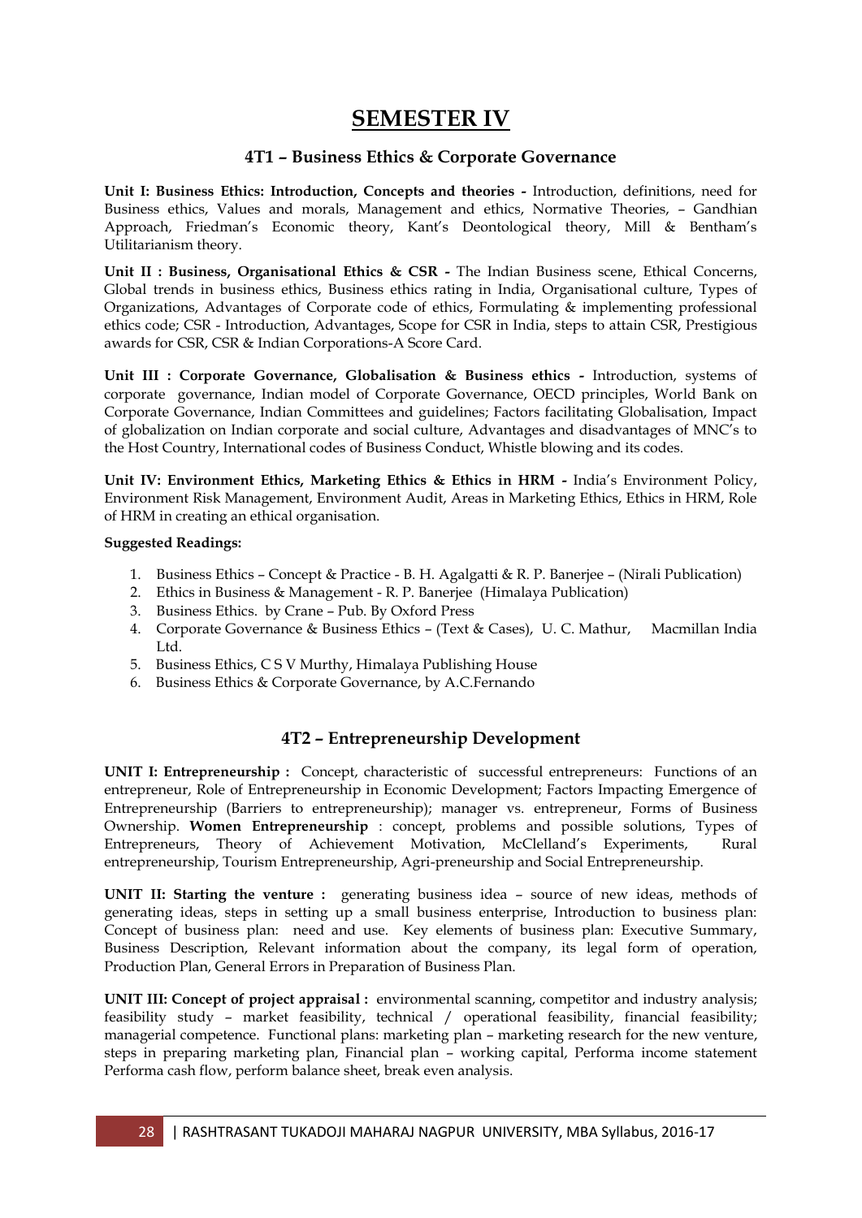# SEMESTER IV

## 4T1 – Business Ethics & Corporate Governance

**Unit I: Business Ethics: Introduction, Concepts and theories -** Introduction, definitions, need for Business ethics, Values and morals, Management and ethics, Normative Theories, – Gandhian Approach, Friedman's Economic theory, Kant's Deontological theory, Mill & Bentham's Utilitarianism theory.

**Unit II : Business, Organisational Ethics & CSR -** The Indian Business scene, Ethical Concerns, Global trends in business ethics, Business ethics rating in India, Organisational culture, Types of Organizations, Advantages of Corporate code of ethics, Formulating & implementing professional ethics code; CSR - Introduction, Advantages, Scope for CSR in India, steps to attain CSR, Prestigious awards for CSR, CSR & Indian Corporations-A Score Card.

**Unit III : Corporate Governance, Globalisation & Business ethics -** Introduction, systems of corporate governance, Indian model of Corporate Governance, OECD principles, World Bank on Corporate Governance, Indian Committees and guidelines; Factors facilitating Globalisation, Impact of globalization on Indian corporate and social culture, Advantages and disadvantages of MNC's to the Host Country, International codes of Business Conduct, Whistle blowing and its codes.

**Unit IV: Environment Ethics, Marketing Ethics & Ethics in HRM -** India's Environment Policy, Environment Risk Management, Environment Audit, Areas in Marketing Ethics, Ethics in HRM, Role of HRM in creating an ethical organisation.

**Suggested Readings:**

1. Business Ethics – Concept & Practice - B. H. Agalgatti & R. P. Banerjee – (Nirali Publication)
2. Ethics in Business & Management - R. P. Banerjee (Himalaya Publication)
3. Business Ethics. by Crane – Pub. By Oxford Press
4. Corporate Governance & Business Ethics – (Text & Cases), U. C. Mathur, Macmillan India Ltd.
5. Business Ethics, C S V Murthy, Himalaya Publishing House
6. Business Ethics & Corporate Governance, by A.C.Fernando

## 4T2 – Entrepreneurship Development

**UNIT I: Entrepreneurship :** Concept, characteristic of successful entrepreneurs: Functions of an entrepreneur, Role of Entrepreneurship in Economic Development; Factors Impacting Emergence of Entrepreneurship (Barriers to entrepreneurship); manager vs. entrepreneur, Forms of Business Ownership. **Women Entrepreneurship** : concept, problems and possible solutions, Types of Entrepreneurs, Theory of Achievement Motivation, McClelland's Experiments, Rural entrepreneurship, Tourism Entrepreneurship, Agri-preneurship and Social Entrepreneurship.

**UNIT II: Starting the venture :** generating business idea – source of new ideas, methods of generating ideas, steps in setting up a small business enterprise, Introduction to business plan: Concept of business plan: need and use. Key elements of business plan: Executive Summary, Business Description, Relevant information about the company, its legal form of operation, Production Plan, General Errors in Preparation of Business Plan.

**UNIT III: Concept of project appraisal :** environmental scanning, competitor and industry analysis; feasibility study – market feasibility, technical / operational feasibility, financial feasibility; managerial competence. Functional plans: marketing plan – marketing research for the new venture, steps in preparing marketing plan, Financial plan – working capital, Performa income statement Performa cash flow, perform balance sheet, break even analysis.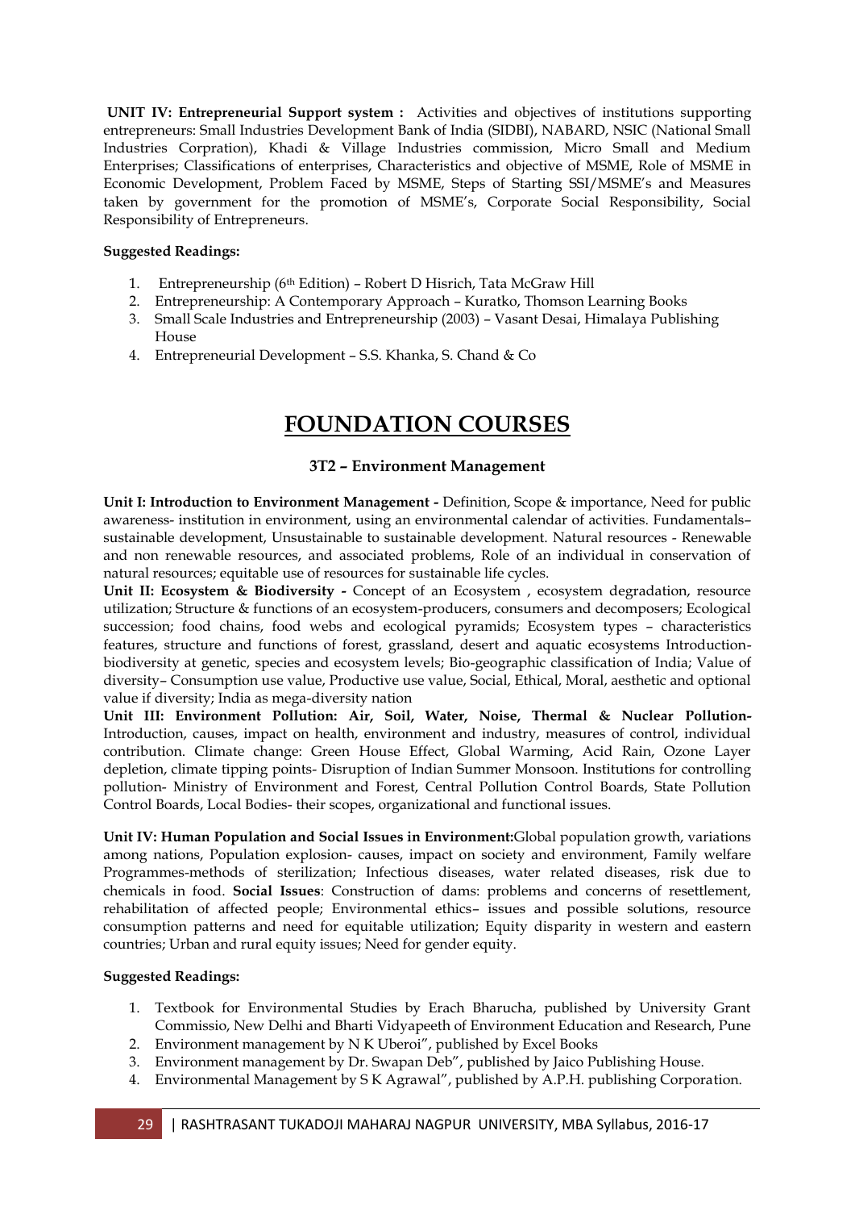**UNIT IV: Entrepreneurial Support system :** Activities and objectives of institutions supporting entrepreneurs: Small Industries Development Bank of India (SIDBI), NABARD, NSIC (National Small Industries Corpration), Khadi & Village Industries commission, Micro Small and Medium Enterprises; Classifications of enterprises, Characteristics and objective of MSME, Role of MSME in Economic Development, Problem Faced by MSME, Steps of Starting SSI/MSME's and Measures taken by government for the promotion of MSME's, Corporate Social Responsibility, Social Responsibility of Entrepreneurs.

**Suggested Readings:**

1. Entrepreneurship (6th Edition) – Robert D Hisrich, Tata McGraw Hill
2. Entrepreneurship: A Contemporary Approach – Kuratko, Thomson Learning Books
3. Small Scale Industries and Entrepreneurship (2003) – Vasant Desai, Himalaya Publishing House
4. Entrepreneurial Development – S.S. Khanka, S. Chand & Co

# FOUNDATION COURSES

## 3T2 – Environment Management

**Unit I: Introduction to Environment Management -** Definition, Scope & importance, Need for public awareness- institution in environment, using an environmental calendar of activities. Fundamentals– sustainable development, Unsustainable to sustainable development. Natural resources - Renewable and non renewable resources, and associated problems, Role of an individual in conservation of natural resources; equitable use of resources for sustainable life cycles.

**Unit II: Ecosystem & Biodiversity -** Concept of an Ecosystem , ecosystem degradation, resource utilization; Structure & functions of an ecosystem-producers, consumers and decomposers; Ecological succession; food chains, food webs and ecological pyramids; Ecosystem types – characteristics features, structure and functions of forest, grassland, desert and aquatic ecosystems Introduction-biodiversity at genetic, species and ecosystem levels; Bio-geographic classification of India; Value of diversity– Consumption use value, Productive use value, Social, Ethical, Moral, aesthetic and optional value if diversity; India as mega-diversity nation

**Unit III: Environment Pollution: Air, Soil, Water, Noise, Thermal & Nuclear Pollution-** Introduction, causes, impact on health, environment and industry, measures of control, individual contribution. Climate change: Green House Effect, Global Warming, Acid Rain, Ozone Layer depletion, climate tipping points- Disruption of Indian Summer Monsoon. Institutions for controlling pollution- Ministry of Environment and Forest, Central Pollution Control Boards, State Pollution Control Boards, Local Bodies- their scopes, organizational and functional issues.

**Unit IV: Human Population and Social Issues in Environment:**Global population growth, variations among nations, Population explosion- causes, impact on society and environment, Family welfare Programmes-methods of sterilization; Infectious diseases, water related diseases, risk due to chemicals in food. **Social Issues**: Construction of dams: problems and concerns of resettlement, rehabilitation of affected people; Environmental ethics– issues and possible solutions, resource consumption patterns and need for equitable utilization; Equity disparity in western and eastern countries; Urban and rural equity issues; Need for gender equity.

**Suggested Readings:**

1. Textbook for Environmental Studies by Erach Bharucha, published by University Grant Commissio, New Delhi and Bharti Vidyapeeth of Environment Education and Research, Pune
2. Environment management by N K Uberoi", published by Excel Books
3. Environment management by Dr. Swapan Deb", published by Jaico Publishing House.
4. Environmental Management by S K Agrawal", published by A.P.H. publishing Corporation.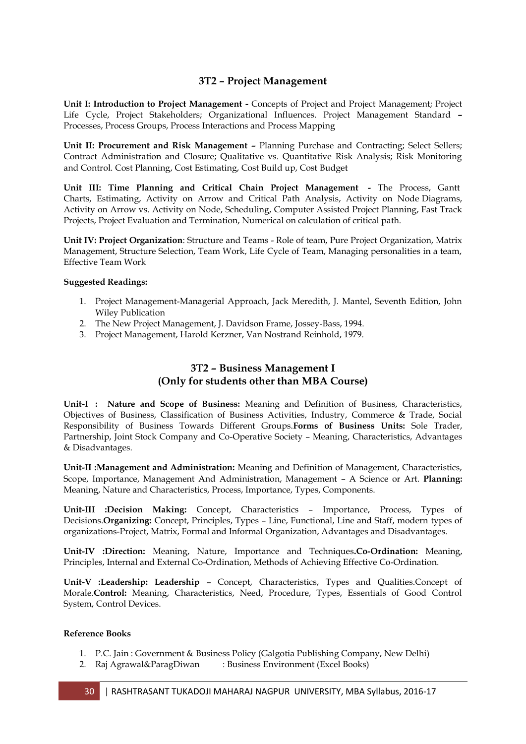## 3T2 – Project Management

**Unit I: Introduction to Project Management -** Concepts of Project and Project Management; Project Life Cycle, Project Stakeholders; Organizational Influences. Project Management Standard **–** Processes, Process Groups, Process Interactions and Process Mapping

**Unit II: Procurement and Risk Management –** Planning Purchase and Contracting; Select Sellers; Contract Administration and Closure; Qualitative vs. Quantitative Risk Analysis; Risk Monitoring and Control. Cost Planning, Cost Estimating, Cost Build up, Cost Budget

**Unit III: Time Planning and Critical Chain Project Management -** The Process, Gantt Charts, Estimating, Activity on Arrow and Critical Path Analysis, Activity on Node Diagrams, Activity on Arrow vs. Activity on Node, Scheduling, Computer Assisted Project Planning, Fast Track Projects, Project Evaluation and Termination, Numerical on calculation of critical path.

**Unit IV: Project Organization**: Structure and Teams - Role of team, Pure Project Organization, Matrix Management, Structure Selection, Team Work, Life Cycle of Team, Managing personalities in a team, Effective Team Work

**Suggested Readings:**

1. Project Management-Managerial Approach, Jack Meredith, J. Mantel, Seventh Edition, John Wiley Publication
2. The New Project Management, J. Davidson Frame, Jossey-Bass, 1994.
3. Project Management, Harold Kerzner, Van Nostrand Reinhold, 1979.

## 3T2 – Business Management I
## (Only for students other than MBA Course)

**Unit-I : Nature and Scope of Business:** Meaning and Definition of Business, Characteristics, Objectives of Business, Classification of Business Activities, Industry, Commerce & Trade, Social Responsibility of Business Towards Different Groups.**Forms of Business Units:** Sole Trader, Partnership, Joint Stock Company and Co-Operative Society – Meaning, Characteristics, Advantages & Disadvantages.

**Unit-II :Management and Administration:** Meaning and Definition of Management, Characteristics, Scope, Importance, Management And Administration, Management – A Science or Art. **Planning:** Meaning, Nature and Characteristics, Process, Importance, Types, Components.

**Unit-III :Decision Making:** Concept, Characteristics – Importance, Process, Types of Decisions.**Organizing:** Concept, Principles, Types – Line, Functional, Line and Staff, modern types of organizations-Project, Matrix, Formal and Informal Organization, Advantages and Disadvantages.

**Unit-IV :Direction:** Meaning, Nature, Importance and Techniques**.Co-Ordination:** Meaning, Principles, Internal and External Co-Ordination, Methods of Achieving Effective Co-Ordination.

**Unit-V :Leadership: Leadership** – Concept, Characteristics, Types and Qualities.Concept of Morale.**Control:** Meaning, Characteristics, Need, Procedure, Types, Essentials of Good Control System, Control Devices.

**Reference Books**

1. P.C. Jain : Government & Business Policy (Galgotia Publishing Company, New Delhi)
2. Raj Agrawal&ParagDiwan : Business Environment (Excel Books)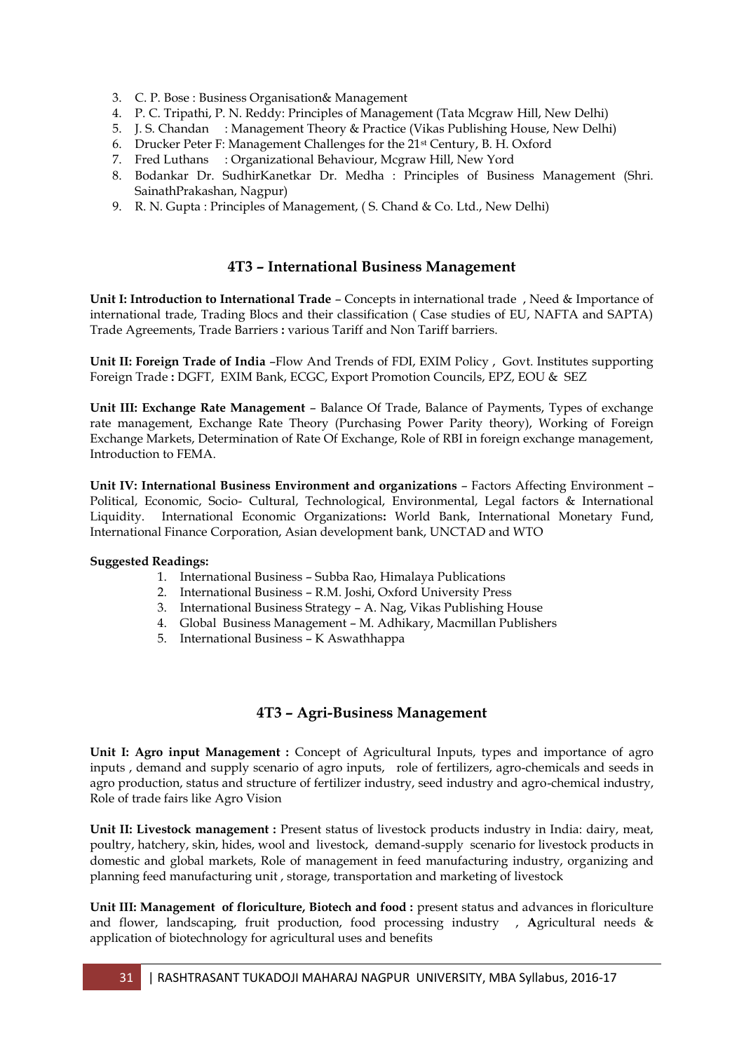3. C. P. Bose : Business Organisation& Management
4. P. C. Tripathi, P. N. Reddy: Principles of Management (Tata Mcgraw Hill, New Delhi)
5. J. S. Chandan : Management Theory & Practice (Vikas Publishing House, New Delhi)
6. Drucker Peter F: Management Challenges for the 21st Century, B. H. Oxford
7. Fred Luthans : Organizational Behaviour, Mcgraw Hill, New Yord
8. Bodankar Dr. SudhirKanetkar Dr. Medha : Principles of Business Management (Shri. SainathPrakashan, Nagpur)
9. R. N. Gupta : Principles of Management, ( S. Chand & Co. Ltd., New Delhi)

## 4T3 – International Business Management

**Unit I: Introduction to International Trade** – Concepts in international trade , Need & Importance of international trade, Trading Blocs and their classification ( Case studies of EU, NAFTA and SAPTA) Trade Agreements, Trade Barriers **:** various Tariff and Non Tariff barriers.

**Unit II: Foreign Trade of India** –Flow And Trends of FDI, EXIM Policy , Govt. Institutes supporting Foreign Trade **:** DGFT, EXIM Bank, ECGC, Export Promotion Councils, EPZ, EOU & SEZ

**Unit III: Exchange Rate Management** – Balance Of Trade, Balance of Payments, Types of exchange rate management, Exchange Rate Theory (Purchasing Power Parity theory), Working of Foreign Exchange Markets, Determination of Rate Of Exchange, Role of RBI in foreign exchange management, Introduction to FEMA.

**Unit IV: International Business Environment and organizations** – Factors Affecting Environment – Political, Economic, Socio- Cultural, Technological, Environmental, Legal factors & International Liquidity. International Economic Organizations**:** World Bank, International Monetary Fund, International Finance Corporation, Asian development bank, UNCTAD and WTO

**Suggested Readings:**

1. International Business – Subba Rao, Himalaya Publications
2. International Business – R.M. Joshi, Oxford University Press
3. International Business Strategy – A. Nag, Vikas Publishing House
4. Global Business Management – M. Adhikary, Macmillan Publishers
5. International Business – K Aswathhappa

## 4T3 – Agri-Business Management

**Unit I: Agro input Management :** Concept of Agricultural Inputs, types and importance of agro inputs , demand and supply scenario of agro inputs, role of fertilizers, agro-chemicals and seeds in agro production, status and structure of fertilizer industry, seed industry and agro-chemical industry, Role of trade fairs like Agro Vision

**Unit II: Livestock management :** Present status of livestock products industry in India: dairy, meat, poultry, hatchery, skin, hides, wool and livestock, demand-supply scenario for livestock products in domestic and global markets, Role of management in feed manufacturing industry, organizing and planning feed manufacturing unit , storage, transportation and marketing of livestock

**Unit III: Management of floriculture, Biotech and food :** present status and advances in floriculture and flower, landscaping, fruit production, food processing industry , **A**gricultural needs & application of biotechnology for agricultural uses and benefits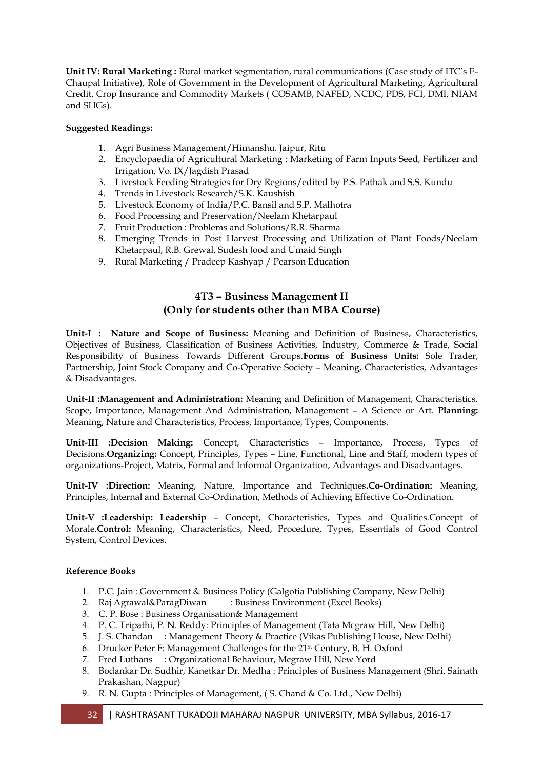**Unit IV: Rural Marketing :** Rural market segmentation, rural communications (Case study of ITC's E-Chaupal Initiative), Role of Government in the Development of Agricultural Marketing, Agricultural Credit, Crop Insurance and Commodity Markets ( COSAMB, NAFED, NCDC, PDS, FCI, DMI, NIAM and SHGs).

**Suggested Readings:**

1. Agri Business Management/Himanshu. Jaipur, Ritu
2. Encyclopaedia of Agricultural Marketing : Marketing of Farm Inputs Seed, Fertilizer and Irrigation, Vo. IX/Jagdish Prasad
3. Livestock Feeding Strategies for Dry Regions/edited by P.S. Pathak and S.S. Kundu
4. Trends in Livestock Research/S.K. Kaushish
5. Livestock Economy of India/P.C. Bansil and S.P. Malhotra
6. Food Processing and Preservation/Neelam Khetarpaul
7. Fruit Production : Problems and Solutions/R.R. Sharma
8. Emerging Trends in Post Harvest Processing and Utilization of Plant Foods/Neelam Khetarpaul, R.B. Grewal, Sudesh Jood and Umaid Singh
9. Rural Marketing / Pradeep Kashyap / Pearson Education

## 4T3 – Business Management II
## (Only for students other than MBA Course)

**Unit-I : Nature and Scope of Business:** Meaning and Definition of Business, Characteristics, Objectives of Business, Classification of Business Activities, Industry, Commerce & Trade, Social Responsibility of Business Towards Different Groups.**Forms of Business Units:** Sole Trader, Partnership, Joint Stock Company and Co-Operative Society – Meaning, Characteristics, Advantages & Disadvantages.

**Unit-II :Management and Administration:** Meaning and Definition of Management, Characteristics, Scope, Importance, Management And Administration, Management – A Science or Art. **Planning:** Meaning, Nature and Characteristics, Process, Importance, Types, Components.

**Unit-III :Decision Making:** Concept, Characteristics – Importance, Process, Types of Decisions.**Organizing:** Concept, Principles, Types – Line, Functional, Line and Staff, modern types of organizations-Project, Matrix, Formal and Informal Organization, Advantages and Disadvantages.

**Unit-IV :Direction:** Meaning, Nature, Importance and Techniques**.Co-Ordination:** Meaning, Principles, Internal and External Co-Ordination, Methods of Achieving Effective Co-Ordination.

**Unit-V :Leadership: Leadership** – Concept, Characteristics, Types and Qualities.Concept of Morale.**Control:** Meaning, Characteristics, Need, Procedure, Types, Essentials of Good Control System, Control Devices.

**Reference Books**

1. P.C. Jain : Government & Business Policy (Galgotia Publishing Company, New Delhi)
2. Raj Agrawal&ParagDiwan : Business Environment (Excel Books)
3. C. P. Bose : Business Organisation& Management
4. P. C. Tripathi, P. N. Reddy: Principles of Management (Tata Mcgraw Hill, New Delhi)
5. J. S. Chandan : Management Theory & Practice (Vikas Publishing House, New Delhi)
6. Drucker Peter F: Management Challenges for the 21st Century, B. H. Oxford
7. Fred Luthans : Organizational Behaviour, Mcgraw Hill, New Yord
8. Bodankar Dr. Sudhir, Kanetkar Dr. Medha : Principles of Business Management (Shri. Sainath Prakashan, Nagpur)
9. R. N. Gupta : Principles of Management, ( S. Chand & Co. Ltd., New Delhi)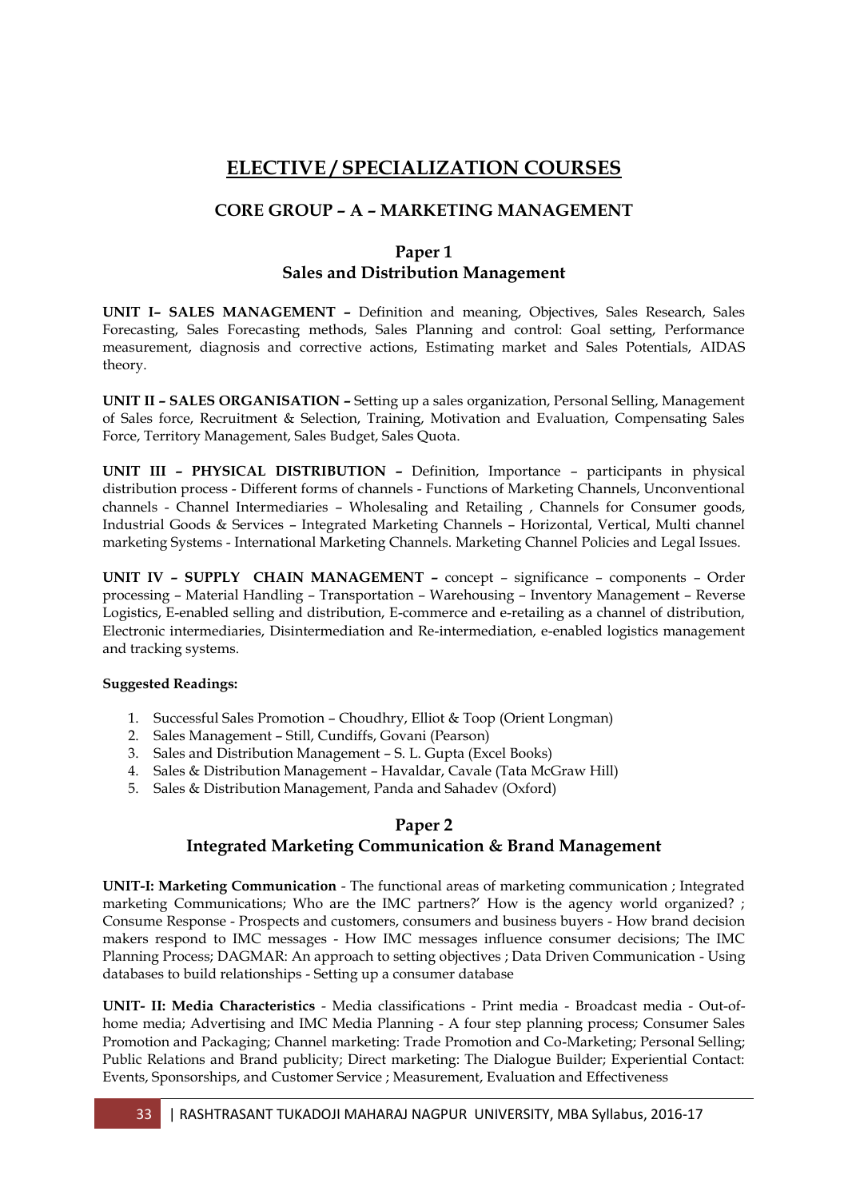# ELECTIVE / SPECIALIZATION COURSES

## CORE GROUP – A – MARKETING MANAGEMENT

### Paper 1
### Sales and Distribution Management

**UNIT I– SALES MANAGEMENT –** Definition and meaning, Objectives, Sales Research, Sales Forecasting, Sales Forecasting methods, Sales Planning and control: Goal setting, Performance measurement, diagnosis and corrective actions, Estimating market and Sales Potentials, AIDAS theory.

**UNIT II – SALES ORGANISATION –** Setting up a sales organization, Personal Selling, Management of Sales force, Recruitment & Selection, Training, Motivation and Evaluation, Compensating Sales Force, Territory Management, Sales Budget, Sales Quota.

**UNIT III – PHYSICAL DISTRIBUTION –** Definition, Importance – participants in physical distribution process - Different forms of channels - Functions of Marketing Channels, Unconventional channels - Channel Intermediaries – Wholesaling and Retailing , Channels for Consumer goods, Industrial Goods & Services – Integrated Marketing Channels – Horizontal, Vertical, Multi channel marketing Systems - International Marketing Channels. Marketing Channel Policies and Legal Issues.

**UNIT IV – SUPPLY CHAIN MANAGEMENT –** concept – significance – components – Order processing – Material Handling – Transportation – Warehousing – Inventory Management – Reverse Logistics, E-enabled selling and distribution, E-commerce and e-retailing as a channel of distribution, Electronic intermediaries, Disintermediation and Re-intermediation, e-enabled logistics management and tracking systems.

**Suggested Readings:**

1. Successful Sales Promotion – Choudhry, Elliot & Toop (Orient Longman)
2. Sales Management – Still, Cundiffs, Govani (Pearson)
3. Sales and Distribution Management – S. L. Gupta (Excel Books)
4. Sales & Distribution Management – Havaldar, Cavale (Tata McGraw Hill)
5. Sales & Distribution Management, Panda and Sahadev (Oxford)

### Paper 2
### Integrated Marketing Communication & Brand Management

**UNIT-I: Marketing Communication** - The functional areas of marketing communication ; Integrated marketing Communications; Who are the IMC partners?' How is the agency world organized? ; Consume Response - Prospects and customers, consumers and business buyers - How brand decision makers respond to IMC messages - How IMC messages influence consumer decisions; The IMC Planning Process; DAGMAR: An approach to setting objectives ; Data Driven Communication - Using databases to build relationships - Setting up a consumer database

**UNIT- II: Media Characteristics** - Media classifications - Print media - Broadcast media - Out-of-home media; Advertising and IMC Media Planning - A four step planning process; Consumer Sales Promotion and Packaging; Channel marketing: Trade Promotion and Co-Marketing; Personal Selling; Public Relations and Brand publicity; Direct marketing: The Dialogue Builder; Experiential Contact: Events, Sponsorships, and Customer Service ; Measurement, Evaluation and Effectiveness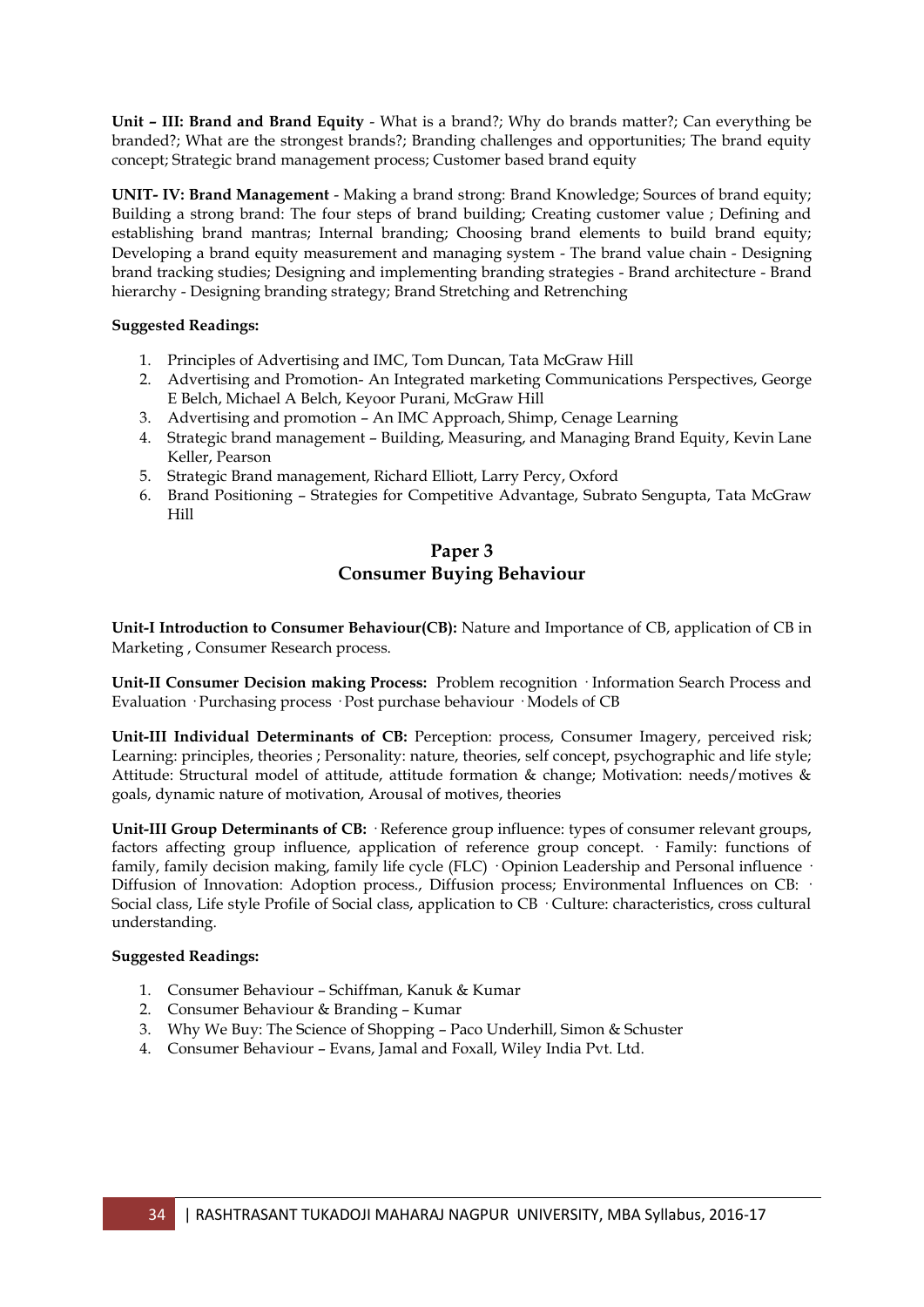**Unit – III: Brand and Brand Equity** - What is a brand?; Why do brands matter?; Can everything be branded?; What are the strongest brands?; Branding challenges and opportunities; The brand equity concept; Strategic brand management process; Customer based brand equity

**UNIT- IV: Brand Management** - Making a brand strong: Brand Knowledge; Sources of brand equity; Building a strong brand: The four steps of brand building; Creating customer value ; Defining and establishing brand mantras; Internal branding; Choosing brand elements to build brand equity; Developing a brand equity measurement and managing system - The brand value chain - Designing brand tracking studies; Designing and implementing branding strategies - Brand architecture - Brand hierarchy - Designing branding strategy; Brand Stretching and Retrenching

**Suggested Readings:**

1. Principles of Advertising and IMC, Tom Duncan, Tata McGraw Hill
2. Advertising and Promotion- An Integrated marketing Communications Perspectives, George E Belch, Michael A Belch, Keyoor Purani, McGraw Hill
3. Advertising and promotion – An IMC Approach, Shimp, Cenage Learning
4. Strategic brand management – Building, Measuring, and Managing Brand Equity, Kevin Lane Keller, Pearson
5. Strategic Brand management, Richard Elliott, Larry Percy, Oxford
6. Brand Positioning – Strategies for Competitive Advantage, Subrato Sengupta, Tata McGraw Hill

## Paper 3
## Consumer Buying Behaviour

**Unit-I Introduction to Consumer Behaviour(CB):** Nature and Importance of CB, application of CB in Marketing , Consumer Research process.

**Unit-II Consumer Decision making Process:** Problem recognition · Information Search Process and Evaluation · Purchasing process · Post purchase behaviour · Models of CB

**Unit-III Individual Determinants of CB:** Perception: process, Consumer Imagery, perceived risk; Learning: principles, theories ; Personality: nature, theories, self concept, psychographic and life style; Attitude: Structural model of attitude, attitude formation & change; Motivation: needs/motives & goals, dynamic nature of motivation, Arousal of motives, theories

**Unit-III Group Determinants of CB:** · Reference group influence: types of consumer relevant groups, factors affecting group influence, application of reference group concept. · Family: functions of family, family decision making, family life cycle (FLC) · Opinion Leadership and Personal influence · Diffusion of Innovation: Adoption process., Diffusion process; Environmental Influences on CB: · Social class, Life style Profile of Social class, application to CB · Culture: characteristics, cross cultural understanding.

**Suggested Readings:**

1. Consumer Behaviour – Schiffman, Kanuk & Kumar
2. Consumer Behaviour & Branding – Kumar
3. Why We Buy: The Science of Shopping – Paco Underhill, Simon & Schuster
4. Consumer Behaviour – Evans, Jamal and Foxall, Wiley India Pvt. Ltd.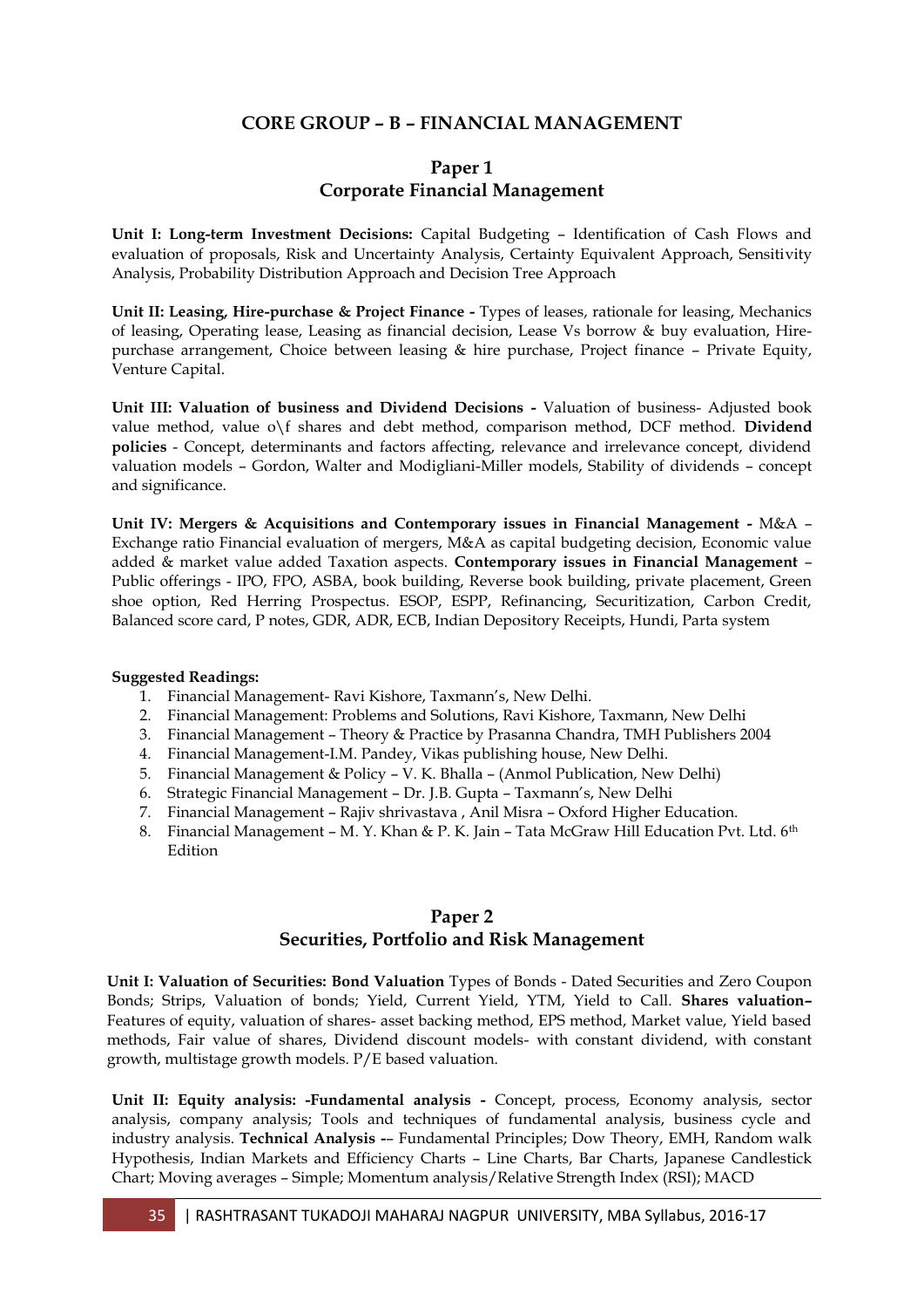## CORE GROUP – B – FINANCIAL MANAGEMENT

### Paper 1
### Corporate Financial Management

**Unit I: Long-term Investment Decisions:** Capital Budgeting – Identification of Cash Flows and evaluation of proposals, Risk and Uncertainty Analysis, Certainty Equivalent Approach, Sensitivity Analysis, Probability Distribution Approach and Decision Tree Approach

**Unit II: Leasing, Hire-purchase & Project Finance -** Types of leases, rationale for leasing, Mechanics of leasing, Operating lease, Leasing as financial decision, Lease Vs borrow & buy evaluation, Hire-purchase arrangement, Choice between leasing & hire purchase, Project finance – Private Equity, Venture Capital.

**Unit III: Valuation of business and Dividend Decisions -** Valuation of business- Adjusted book value method, value o\f shares and debt method, comparison method, DCF method. **Dividend policies** - Concept, determinants and factors affecting, relevance and irrelevance concept, dividend valuation models – Gordon, Walter and Modigliani-Miller models, Stability of dividends – concept and significance.

**Unit IV: Mergers & Acquisitions and Contemporary issues in Financial Management -** M&A – Exchange ratio Financial evaluation of mergers, M&A as capital budgeting decision, Economic value added & market value added Taxation aspects. **Contemporary issues in Financial Management** – Public offerings - IPO, FPO, ASBA, book building, Reverse book building, private placement, Green shoe option, Red Herring Prospectus. ESOP, ESPP, Refinancing, Securitization, Carbon Credit, Balanced score card, P notes, GDR, ADR, ECB, Indian Depository Receipts, Hundi, Parta system

**Suggested Readings:**

1. Financial Management- Ravi Kishore, Taxmann's, New Delhi.
2. Financial Management: Problems and Solutions, Ravi Kishore, Taxmann, New Delhi
3. Financial Management – Theory & Practice by Prasanna Chandra, TMH Publishers 2004
4. Financial Management-I.M. Pandey, Vikas publishing house, New Delhi.
5. Financial Management & Policy – V. K. Bhalla – (Anmol Publication, New Delhi)
6. Strategic Financial Management – Dr. J.B. Gupta – Taxmann's, New Delhi
7. Financial Management – Rajiv shrivastava , Anil Misra – Oxford Higher Education.
8. Financial Management – M. Y. Khan & P. K. Jain – Tata McGraw Hill Education Pvt. Ltd. 6th Edition

### Paper 2
### Securities, Portfolio and Risk Management

**Unit I: Valuation of Securities: Bond Valuation** Types of Bonds - Dated Securities and Zero Coupon Bonds; Strips, Valuation of bonds; Yield, Current Yield, YTM, Yield to Call. **Shares valuation–** Features of equity, valuation of shares- asset backing method, EPS method, Market value, Yield based methods, Fair value of shares, Dividend discount models- with constant dividend, with constant growth, multistage growth models. P/E based valuation.

**Unit II: Equity analysis: -Fundamental analysis -** Concept, process, Economy analysis, sector analysis, company analysis; Tools and techniques of fundamental analysis, business cycle and industry analysis. **Technical Analysis -**– Fundamental Principles; Dow Theory, EMH, Random walk Hypothesis, Indian Markets and Efficiency Charts – Line Charts, Bar Charts, Japanese Candlestick Chart; Moving averages – Simple; Momentum analysis/Relative Strength Index (RSI); MACD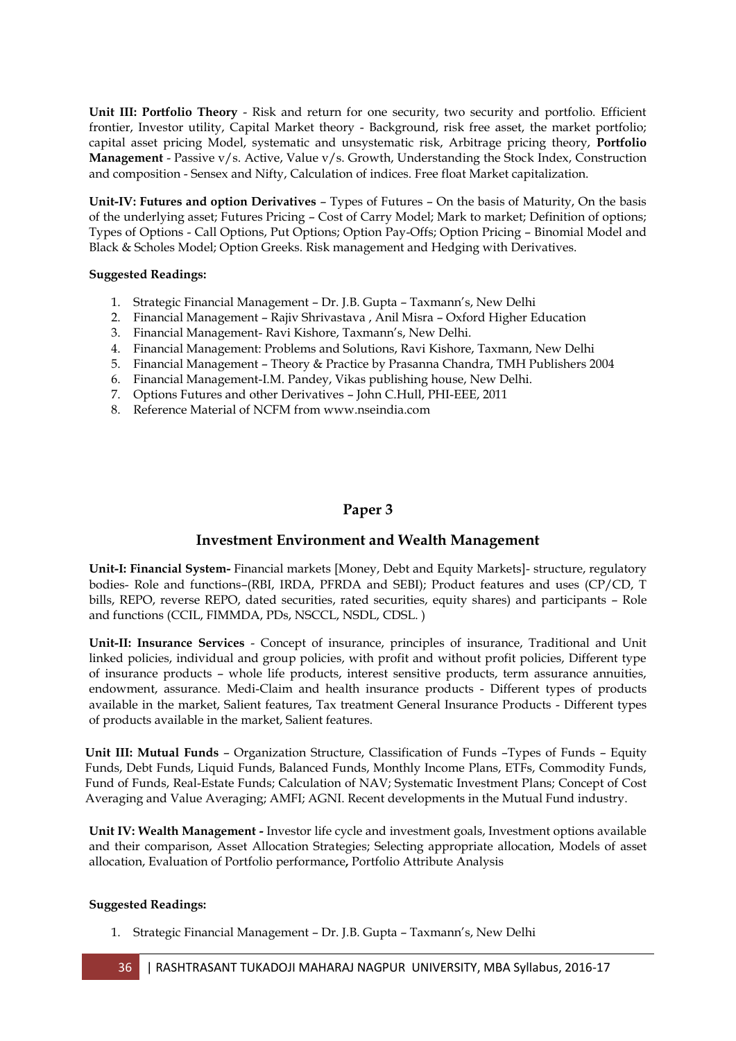**Unit III: Portfolio Theory** - Risk and return for one security, two security and portfolio. Efficient frontier, Investor utility, Capital Market theory - Background, risk free asset, the market portfolio; capital asset pricing Model, systematic and unsystematic risk, Arbitrage pricing theory, **Portfolio Management** - Passive v/s. Active, Value v/s. Growth, Understanding the Stock Index, Construction and composition - Sensex and Nifty, Calculation of indices. Free float Market capitalization.

**Unit-IV: Futures and option Derivatives** – Types of Futures – On the basis of Maturity, On the basis of the underlying asset; Futures Pricing – Cost of Carry Model; Mark to market; Definition of options; Types of Options - Call Options, Put Options; Option Pay-Offs; Option Pricing – Binomial Model and Black & Scholes Model; Option Greeks. Risk management and Hedging with Derivatives.

**Suggested Readings:**

1. Strategic Financial Management – Dr. J.B. Gupta – Taxmann's, New Delhi
2. Financial Management – Rajiv Shrivastava , Anil Misra – Oxford Higher Education
3. Financial Management- Ravi Kishore, Taxmann's, New Delhi.
4. Financial Management: Problems and Solutions, Ravi Kishore, Taxmann, New Delhi
5. Financial Management – Theory & Practice by Prasanna Chandra, TMH Publishers 2004
6. Financial Management-I.M. Pandey, Vikas publishing house, New Delhi.
7. Options Futures and other Derivatives – John C.Hull, PHI-EEE, 2011
8. Reference Material of NCFM from www.nseindia.com

## Paper 3

## Investment Environment and Wealth Management

**Unit-I: Financial System-** Financial markets [Money, Debt and Equity Markets]- structure, regulatory bodies- Role and functions–(RBI, IRDA, PFRDA and SEBI); Product features and uses (CP/CD, T bills, REPO, reverse REPO, dated securities, rated securities, equity shares) and participants – Role and functions (CCIL, FIMMDA, PDs, NSCCL, NSDL, CDSL. )

**Unit-II: Insurance Services** - Concept of insurance, principles of insurance, Traditional and Unit linked policies, individual and group policies, with profit and without profit policies, Different type of insurance products – whole life products, interest sensitive products, term assurance annuities, endowment, assurance. Medi-Claim and health insurance products - Different types of products available in the market, Salient features, Tax treatment General Insurance Products - Different types of products available in the market, Salient features.

**Unit III: Mutual Funds** – Organization Structure, Classification of Funds –Types of Funds – Equity Funds, Debt Funds, Liquid Funds, Balanced Funds, Monthly Income Plans, ETFs, Commodity Funds, Fund of Funds, Real-Estate Funds; Calculation of NAV; Systematic Investment Plans; Concept of Cost Averaging and Value Averaging; AMFI; AGNI. Recent developments in the Mutual Fund industry.

**Unit IV: Wealth Management -** Investor life cycle and investment goals, Investment options available and their comparison, Asset Allocation Strategies; Selecting appropriate allocation, Models of asset allocation, Evaluation of Portfolio performance**,** Portfolio Attribute Analysis

**Suggested Readings:**

1. Strategic Financial Management – Dr. J.B. Gupta – Taxmann's, New Delhi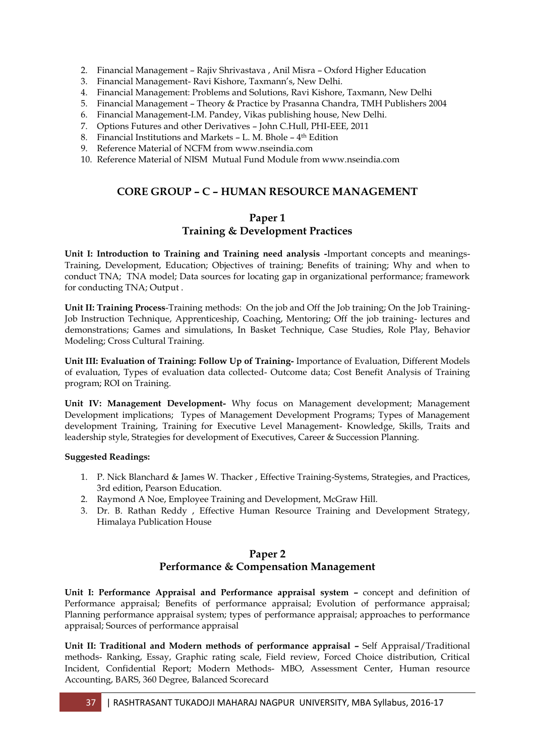2. Financial Management – Rajiv Shrivastava , Anil Misra – Oxford Higher Education
3. Financial Management- Ravi Kishore, Taxmann's, New Delhi.
4. Financial Management: Problems and Solutions, Ravi Kishore, Taxmann, New Delhi
5. Financial Management – Theory & Practice by Prasanna Chandra, TMH Publishers 2004
6. Financial Management-I.M. Pandey, Vikas publishing house, New Delhi.
7. Options Futures and other Derivatives – John C.Hull, PHI-EEE, 2011
8. Financial Institutions and Markets – L. M. Bhole – 4th Edition
9. Reference Material of NCFM from www.nseindia.com
10. Reference Material of NISM Mutual Fund Module from www.nseindia.com

## CORE GROUP – C – HUMAN RESOURCE MANAGEMENT

### Paper 1
### Training & Development Practices

**Unit I: Introduction to Training and Training need analysis -**Important concepts and meanings-Training, Development, Education; Objectives of training; Benefits of training; Why and when to conduct TNA; TNA model; Data sources for locating gap in organizational performance; framework for conducting TNA; Output .

**Unit II: Training Process**-Training methods: On the job and Off the Job training; On the Job Training-Job Instruction Technique, Apprenticeship, Coaching, Mentoring; Off the job training- lectures and demonstrations; Games and simulations, In Basket Technique, Case Studies, Role Play, Behavior Modeling; Cross Cultural Training.

**Unit III: Evaluation of Training: Follow Up of Training-** Importance of Evaluation, Different Models of evaluation, Types of evaluation data collected- Outcome data; Cost Benefit Analysis of Training program; ROI on Training.

**Unit IV: Management Development-** Why focus on Management development; Management Development implications; Types of Management Development Programs; Types of Management development Training, Training for Executive Level Management- Knowledge, Skills, Traits and leadership style, Strategies for development of Executives, Career & Succession Planning.

**Suggested Readings:**

1. P. Nick Blanchard & James W. Thacker , Effective Training-Systems, Strategies, and Practices, 3rd edition, Pearson Education.
2. Raymond A Noe, Employee Training and Development, McGraw Hill.
3. Dr. B. Rathan Reddy , Effective Human Resource Training and Development Strategy, Himalaya Publication House

### Paper 2
### Performance & Compensation Management

**Unit I: Performance Appraisal and Performance appraisal system –** concept and definition of Performance appraisal; Benefits of performance appraisal; Evolution of performance appraisal; Planning performance appraisal system; types of performance appraisal; approaches to performance appraisal; Sources of performance appraisal

**Unit II: Traditional and Modern methods of performance appraisal –** Self Appraisal/Traditional methods- Ranking, Essay, Graphic rating scale, Field review, Forced Choice distribution, Critical Incident, Confidential Report; Modern Methods- MBO, Assessment Center, Human resource Accounting, BARS, 360 Degree, Balanced Scorecard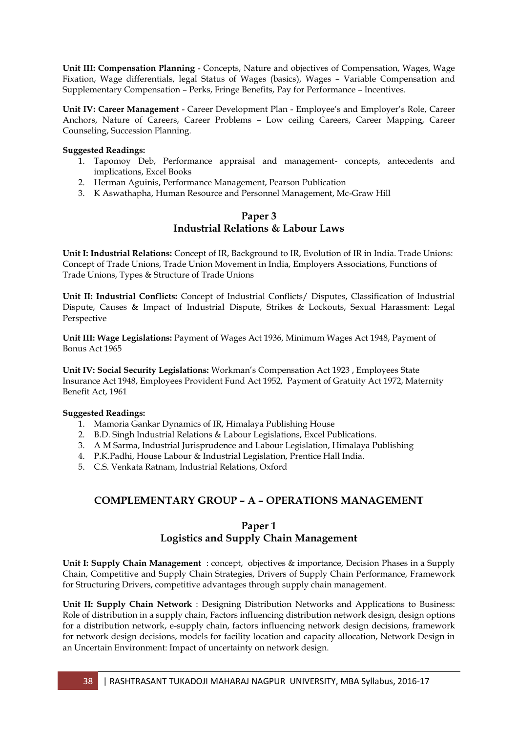**Unit III: Compensation Planning** - Concepts, Nature and objectives of Compensation, Wages, Wage Fixation, Wage differentials, legal Status of Wages (basics), Wages – Variable Compensation and Supplementary Compensation – Perks, Fringe Benefits, Pay for Performance – Incentives.

**Unit IV: Career Management** - Career Development Plan - Employee's and Employer's Role, Career Anchors, Nature of Careers, Career Problems – Low ceiling Careers, Career Mapping, Career Counseling, Succession Planning.

**Suggested Readings:**

1. Tapomoy Deb, Performance appraisal and management- concepts, antecedents and implications, Excel Books
2. Herman Aguinis, Performance Management, Pearson Publication
3. K Aswathapha, Human Resource and Personnel Management, Mc-Graw Hill

## Paper 3
## Industrial Relations & Labour Laws

**Unit I: Industrial Relations:** Concept of IR, Background to IR, Evolution of IR in India. Trade Unions: Concept of Trade Unions, Trade Union Movement in India, Employers Associations, Functions of Trade Unions, Types & Structure of Trade Unions

**Unit II: Industrial Conflicts:** Concept of Industrial Conflicts/ Disputes, Classification of Industrial Dispute, Causes & Impact of Industrial Dispute, Strikes & Lockouts, Sexual Harassment: Legal Perspective

**Unit III: Wage Legislations:** Payment of Wages Act 1936, Minimum Wages Act 1948, Payment of Bonus Act 1965

**Unit IV: Social Security Legislations:** Workman's Compensation Act 1923 , Employees State Insurance Act 1948, Employees Provident Fund Act 1952, Payment of Gratuity Act 1972, Maternity Benefit Act, 1961

**Suggested Readings:**

1. Mamoria Gankar Dynamics of IR, Himalaya Publishing House
2. B.D. Singh Industrial Relations & Labour Legislations, Excel Publications.
3. A M Sarma, Industrial Jurisprudence and Labour Legislation, Himalaya Publishing
4. P.K.Padhi, House Labour & Industrial Legislation, Prentice Hall India.
5. C.S. Venkata Ratnam, Industrial Relations, Oxford

# COMPLEMENTARY GROUP – A – OPERATIONS MANAGEMENT

## Paper 1
## Logistics and Supply Chain Management

**Unit I: Supply Chain Management** : concept, objectives & importance, Decision Phases in a Supply Chain, Competitive and Supply Chain Strategies, Drivers of Supply Chain Performance, Framework for Structuring Drivers, competitive advantages through supply chain management.

**Unit II: Supply Chain Network** : Designing Distribution Networks and Applications to Business: Role of distribution in a supply chain, Factors influencing distribution network design, design options for a distribution network, e-supply chain, factors influencing network design decisions, framework for network design decisions, models for facility location and capacity allocation, Network Design in an Uncertain Environment: Impact of uncertainty on network design.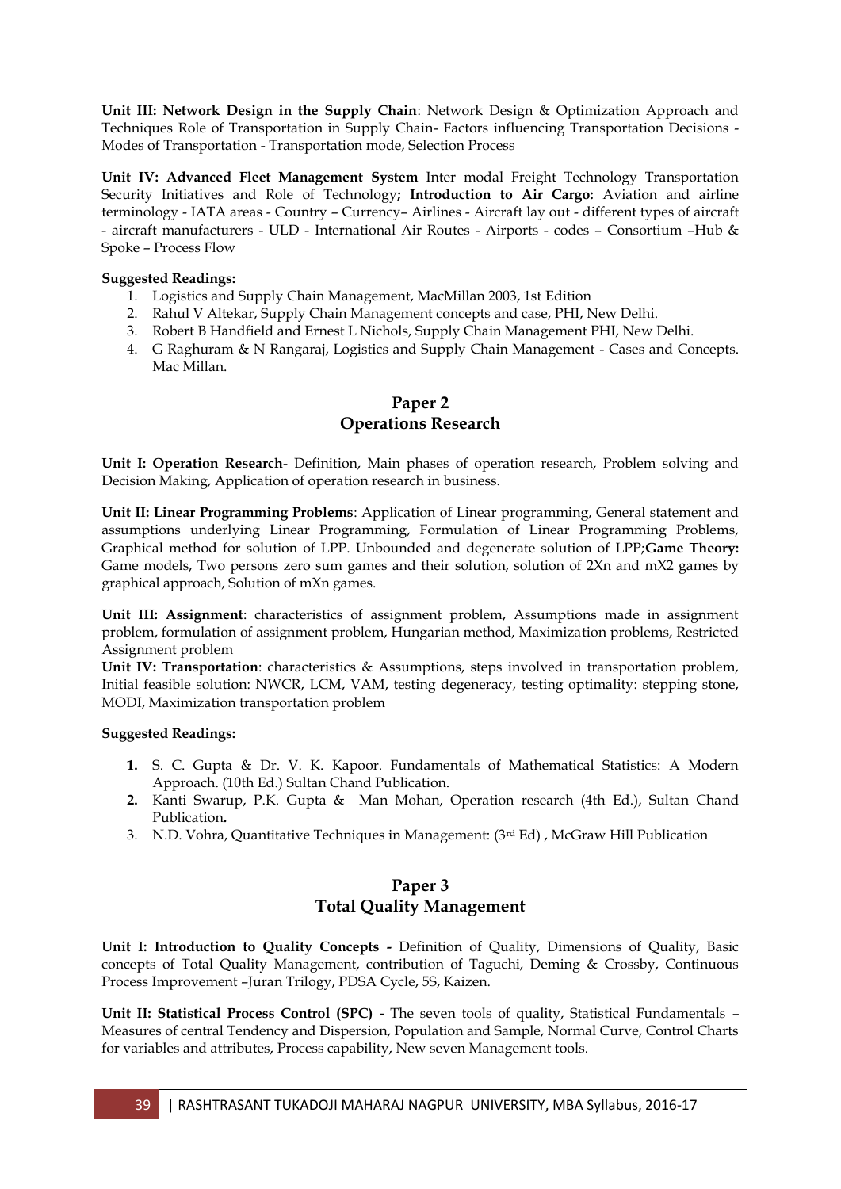**Unit III: Network Design in the Supply Chain**: Network Design & Optimization Approach and Techniques Role of Transportation in Supply Chain- Factors influencing Transportation Decisions - Modes of Transportation - Transportation mode, Selection Process

**Unit IV: Advanced Fleet Management System** Inter modal Freight Technology Transportation Security Initiatives and Role of Technology**; Introduction to Air Cargo:** Aviation and airline terminology - IATA areas - Country – Currency– Airlines - Aircraft lay out - different types of aircraft - aircraft manufacturers - ULD - International Air Routes - Airports - codes – Consortium –Hub & Spoke – Process Flow

**Suggested Readings:**

1. Logistics and Supply Chain Management, MacMillan 2003, 1st Edition
2. Rahul V Altekar, Supply Chain Management concepts and case, PHI, New Delhi.
3. Robert B Handfield and Ernest L Nichols, Supply Chain Management PHI, New Delhi.
4. G Raghuram & N Rangaraj, Logistics and Supply Chain Management - Cases and Concepts. Mac Millan.

## Paper 2
## Operations Research

**Unit I: Operation Research**- Definition, Main phases of operation research, Problem solving and Decision Making, Application of operation research in business.

**Unit II: Linear Programming Problems**: Application of Linear programming, General statement and assumptions underlying Linear Programming, Formulation of Linear Programming Problems, Graphical method for solution of LPP. Unbounded and degenerate solution of LPP;**Game Theory:** Game models, Two persons zero sum games and their solution, solution of 2Xn and mX2 games by graphical approach, Solution of mXn games.

**Unit III: Assignment**: characteristics of assignment problem, Assumptions made in assignment problem, formulation of assignment problem, Hungarian method, Maximization problems, Restricted Assignment problem

**Unit IV: Transportation**: characteristics & Assumptions, steps involved in transportation problem, Initial feasible solution: NWCR, LCM, VAM, testing degeneracy, testing optimality: stepping stone, MODI, Maximization transportation problem

**Suggested Readings:**

1. S. C. Gupta & Dr. V. K. Kapoor. Fundamentals of Mathematical Statistics: A Modern Approach. (10th Ed.) Sultan Chand Publication.
2. Kanti Swarup, P.K. Gupta & Man Mohan, Operation research (4th Ed.), Sultan Chand Publication**.**
3. N.D. Vohra, Quantitative Techniques in Management: (3rd Ed) , McGraw Hill Publication

## Paper 3
## Total Quality Management

**Unit I: Introduction to Quality Concepts -** Definition of Quality, Dimensions of Quality, Basic concepts of Total Quality Management, contribution of Taguchi, Deming & Crossby, Continuous Process Improvement –Juran Trilogy, PDSA Cycle, 5S, Kaizen.

**Unit II: Statistical Process Control (SPC) -** The seven tools of quality, Statistical Fundamentals – Measures of central Tendency and Dispersion, Population and Sample, Normal Curve, Control Charts for variables and attributes, Process capability, New seven Management tools.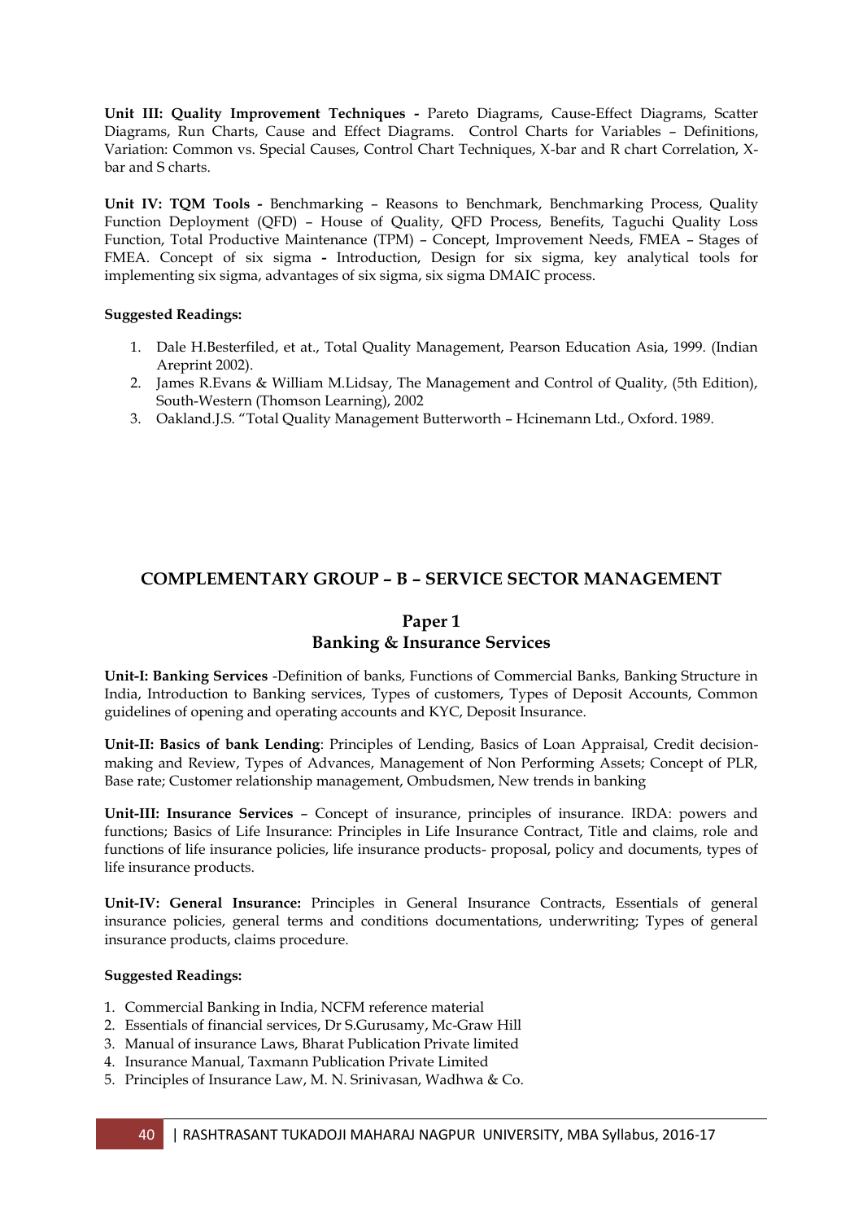**Unit III: Quality Improvement Techniques -** Pareto Diagrams, Cause-Effect Diagrams, Scatter Diagrams, Run Charts, Cause and Effect Diagrams. Control Charts for Variables – Definitions, Variation: Common vs. Special Causes, Control Chart Techniques, X-bar and R chart Correlation, X-bar and S charts.

**Unit IV: TQM Tools -** Benchmarking – Reasons to Benchmark, Benchmarking Process, Quality Function Deployment (QFD) – House of Quality, QFD Process, Benefits, Taguchi Quality Loss Function, Total Productive Maintenance (TPM) – Concept, Improvement Needs, FMEA – Stages of FMEA. Concept of six sigma **-** Introduction, Design for six sigma, key analytical tools for implementing six sigma, advantages of six sigma, six sigma DMAIC process.

**Suggested Readings:**

1. Dale H.Besterfiled, et at., Total Quality Management, Pearson Education Asia, 1999. (Indian Areprint 2002).
2. James R.Evans & William M.Lidsay, The Management and Control of Quality, (5th Edition), South-Western (Thomson Learning), 2002
3. Oakland.J.S. "Total Quality Management Butterworth – Hcinemann Ltd., Oxford. 1989.

## COMPLEMENTARY GROUP – B – SERVICE SECTOR MANAGEMENT

### Paper 1
### Banking & Insurance Services

**Unit-I: Banking Services** -Definition of banks, Functions of Commercial Banks, Banking Structure in India, Introduction to Banking services, Types of customers, Types of Deposit Accounts, Common guidelines of opening and operating accounts and KYC, Deposit Insurance.

**Unit-II: Basics of bank Lending**: Principles of Lending, Basics of Loan Appraisal, Credit decision-making and Review, Types of Advances, Management of Non Performing Assets; Concept of PLR, Base rate; Customer relationship management, Ombudsmen, New trends in banking

**Unit-III: Insurance Services** – Concept of insurance, principles of insurance. IRDA: powers and functions; Basics of Life Insurance: Principles in Life Insurance Contract, Title and claims, role and functions of life insurance policies, life insurance products- proposal, policy and documents, types of life insurance products.

**Unit-IV: General Insurance:** Principles in General Insurance Contracts, Essentials of general insurance policies, general terms and conditions documentations, underwriting; Types of general insurance products, claims procedure.

**Suggested Readings:**

1. Commercial Banking in India, NCFM reference material
2. Essentials of financial services, Dr S.Gurusamy, Mc-Graw Hill
3. Manual of insurance Laws, Bharat Publication Private limited
4. Insurance Manual, Taxmann Publication Private Limited
5. Principles of Insurance Law, M. N. Srinivasan, Wadhwa & Co.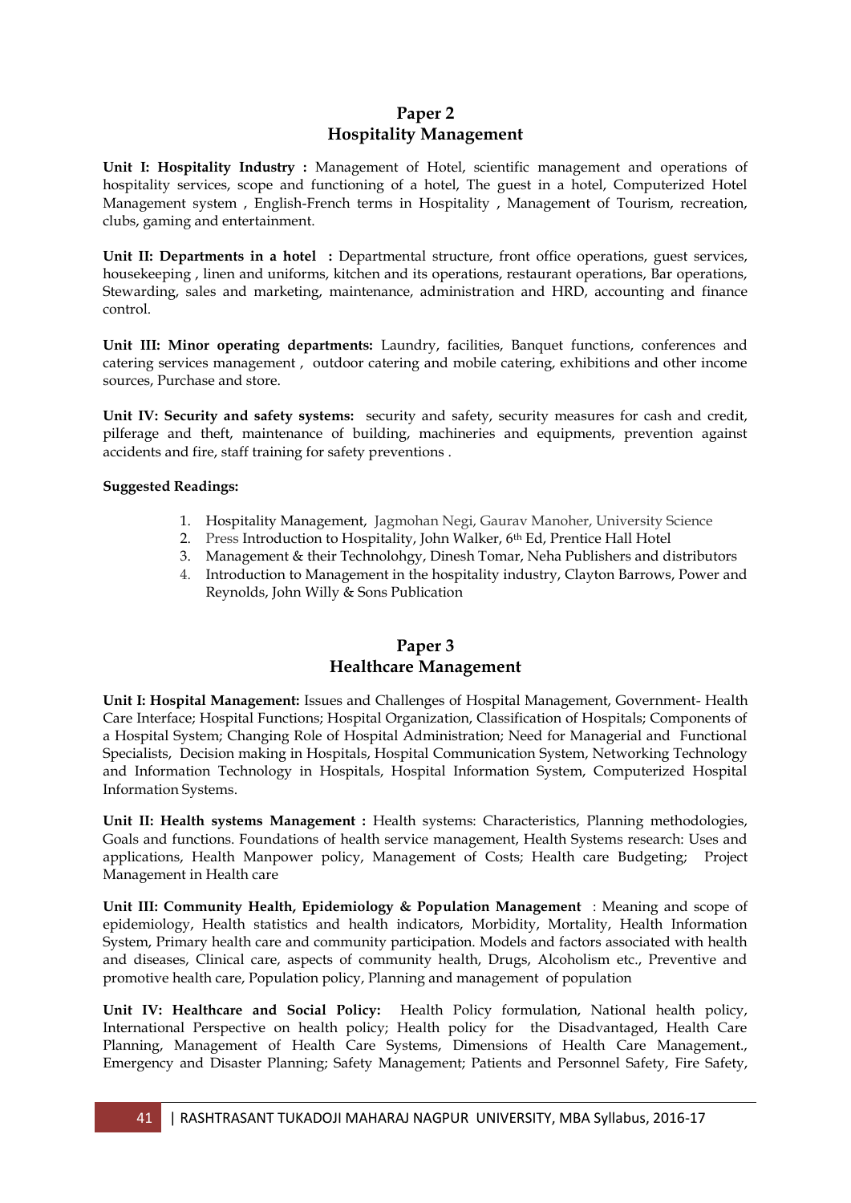## Paper 2
## Hospitality Management

**Unit I: Hospitality Industry :** Management of Hotel, scientific management and operations of hospitality services, scope and functioning of a hotel, The guest in a hotel, Computerized Hotel Management system , English-French terms in Hospitality , Management of Tourism, recreation, clubs, gaming and entertainment.

**Unit II: Departments in a hotel :** Departmental structure, front office operations, guest services, housekeeping , linen and uniforms, kitchen and its operations, restaurant operations, Bar operations, Stewarding, sales and marketing, maintenance, administration and HRD, accounting and finance control.

**Unit III: Minor operating departments:** Laundry, facilities, Banquet functions, conferences and catering services management , outdoor catering and mobile catering, exhibitions and other income sources, Purchase and store.

**Unit IV: Security and safety systems:** security and safety, security measures for cash and credit, pilferage and theft, maintenance of building, machineries and equipments, prevention against accidents and fire, staff training for safety preventions .

**Suggested Readings:**

1. Hospitality Management, Jagmohan Negi, Gaurav Manoher, University Science
2. Press Introduction to Hospitality, John Walker, 6th Ed, Prentice Hall Hotel
3. Management & their Technolohgy, Dinesh Tomar, Neha Publishers and distributors
4. Introduction to Management in the hospitality industry, Clayton Barrows, Power and Reynolds, John Willy & Sons Publication

## Paper 3
## Healthcare Management

**Unit I: Hospital Management:** Issues and Challenges of Hospital Management, Government- Health Care Interface; Hospital Functions; Hospital Organization, Classification of Hospitals; Components of a Hospital System; Changing Role of Hospital Administration; Need for Managerial and Functional Specialists, Decision making in Hospitals, Hospital Communication System, Networking Technology and Information Technology in Hospitals, Hospital Information System, Computerized Hospital Information Systems.

**Unit II: Health systems Management :** Health systems: Characteristics, Planning methodologies, Goals and functions. Foundations of health service management, Health Systems research: Uses and applications, Health Manpower policy, Management of Costs; Health care Budgeting; Project Management in Health care

**Unit III: Community Health, Epidemiology & Population Management** : Meaning and scope of epidemiology, Health statistics and health indicators, Morbidity, Mortality, Health Information System, Primary health care and community participation. Models and factors associated with health and diseases, Clinical care, aspects of community health, Drugs, Alcoholism etc., Preventive and promotive health care, Population policy, Planning and management of population

**Unit IV: Healthcare and Social Policy:** Health Policy formulation, National health policy, International Perspective on health policy; Health policy for the Disadvantaged, Health Care Planning, Management of Health Care Systems, Dimensions of Health Care Management., Emergency and Disaster Planning; Safety Management; Patients and Personnel Safety, Fire Safety,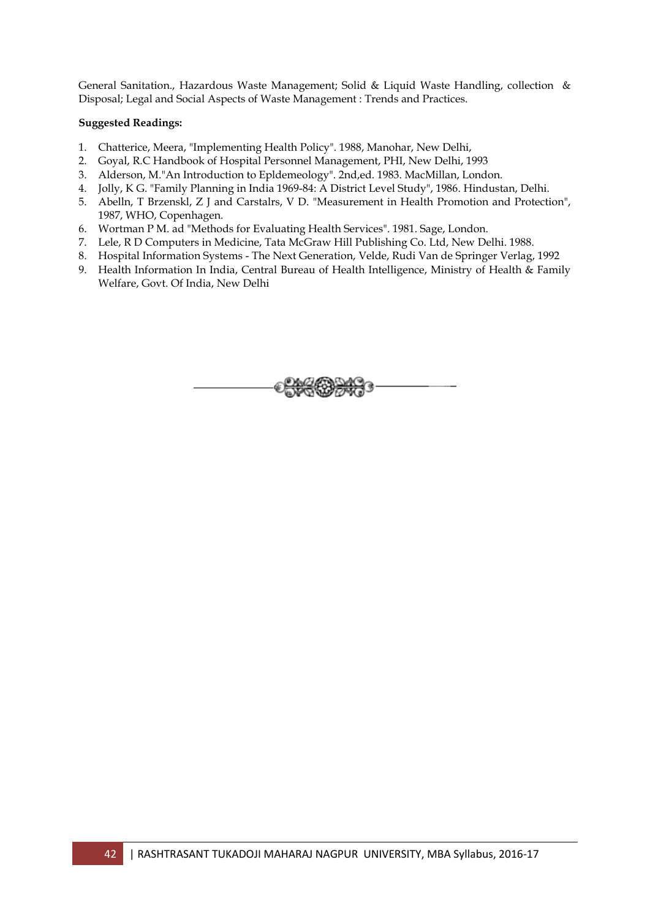General Sanitation., Hazardous Waste Management; Solid & Liquid Waste Handling, collection & Disposal; Legal and Social Aspects of Waste Management : Trends and Practices.

**Suggested Readings:**

1. Chatterice, Meera, "Implementing Health Policy". 1988, Manohar, New Delhi,
2. Goyal, R.C Handbook of Hospital Personnel Management, PHI, New Delhi, 1993
3. Alderson, M."An Introduction to Epldemeology". 2nd,ed. 1983. MacMillan, London.
4. Jolly, K G. "Family Planning in India 1969-84: A District Level Study", 1986. Hindustan, Delhi.
5. Abelln, T Brzenskl, Z J and Carstalrs, V D. "Measurement in Health Promotion and Protection", 1987, WHO, Copenhagen.
6. Wortman P M. ad "Methods for Evaluating Health Services". 1981. Sage, London.
7. Lele, R D Computers in Medicine, Tata McGraw Hill Publishing Co. Ltd, New Delhi. 1988.
8. Hospital Information Systems - The Next Generation, Velde, Rudi Van de Springer Verlag, 1992
9. Health Information In India, Central Bureau of Health Intelligence, Ministry of Health & Family Welfare, Govt. Of India, New Delhi